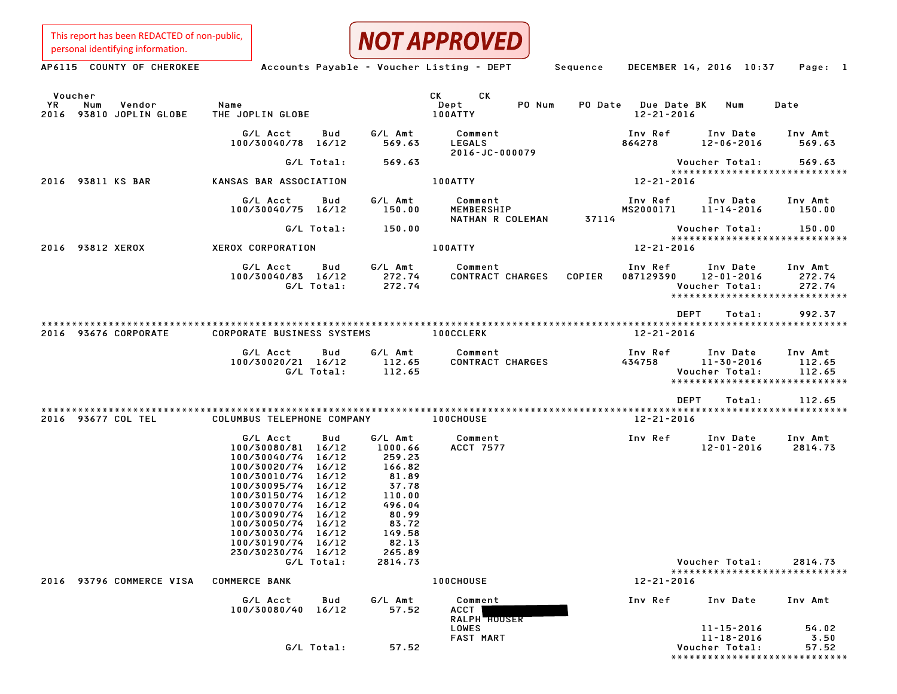This report has been REDACTED of non-public, personal identifying information.

**NOT APPROVED**

AP6115 COUNTY OF CHEROKEE — Accounts Payable - Voucher Listing - DEPT — Sequence — DECEMBER 14, 2016 10:37

| Voucher YR | Num | Vendor | Name | CK Dept | PO Num | PO Date | Due Date | CK BK | Num | Date |
|---|---|---|---|---|---|---|---|---|---|---|
| 2016 | 93810 | JOPLIN GLOBE | THE JOPLIN GLOBE | 100ATTY | | | 12-21-2016 | | | |

| G/L Acct | Bud | G/L Amt | Comment | Inv Ref | Inv Date | Inv Amt |
|---|---|---|---|---|---|---|
| 100/30040/78 | 16/12 | 569.63 | LEGALS 2016-JC-000079 | 864278 | 12-06-2016 | 569.63 |
| | G/L Total: | 569.63 | | | Voucher Total: | 569.63 |

| Voucher YR | Num | Vendor | Name | CK Dept | Due Date |
|---|---|---|---|---|---|
| 2016 | 93811 | KS BAR | KANSAS BAR ASSOCIATION | 100ATTY | 12-21-2016 |

| G/L Acct | Bud | G/L Amt | Comment | Inv Ref | Inv Date | Inv Amt |
|---|---|---|---|---|---|---|
| 100/30040/75 | 16/12 | 150.00 | MEMBERSHIP NATHAN R COLEMAN 37114 | MS2000171 | 11-14-2016 | 150.00 |
| | G/L Total: | 150.00 | | | Voucher Total: | 150.00 |

| Voucher YR | Num | Vendor | Name | CK Dept | Due Date |
|---|---|---|---|---|---|
| 2016 | 93812 | XEROX | XEROX CORPORATION | 100ATTY | 12-21-2016 |

| G/L Acct | Bud | G/L Amt | Comment | Inv Ref | Inv Date | Inv Amt |
|---|---|---|---|---|---|---|
| 100/30040/83 | 16/12 | 272.74 | CONTRACT CHARGES COPIER | 087129390 | 12-01-2016 | 272.74 |
| | G/L Total: | 272.74 | | | Voucher Total: | 272.74 |

DEPT Total: 992.37

| Voucher YR | Num | Vendor | Name | CK Dept | Due Date |
|---|---|---|---|---|---|
| 2016 | 93676 | CORPORATE | CORPORATE BUSINESS SYSTEMS | 100CCLERK | 12-21-2016 |

| G/L Acct | Bud | G/L Amt | Comment | Inv Ref | Inv Date | Inv Amt |
|---|---|---|---|---|---|---|
| 100/30020/21 | 16/12 | 112.65 | CONTRACT CHARGES | 434758 | 11-30-2016 | 112.65 |
| | G/L Total: | 112.65 | | | Voucher Total: | 112.65 |

DEPT Total: 112.65

| Voucher YR | Num | Vendor | Name | CK Dept | Due Date |
|---|---|---|---|---|---|
| 2016 | 93677 | COL TEL | COLUMBUS TELEPHONE COMPANY | 100CHOUSE | 12-21-2016 |

| G/L Acct | Bud | G/L Amt | Comment | Inv Ref | Inv Date | Inv Amt |
|---|---|---|---|---|---|---|
| 100/30080/81 | 16/12 | 1000.66 | ACCT 7577 | | 12-01-2016 | 2814.73 |
| 100/30040/74 | 16/12 | 259.23 | | | | |
| 100/30020/74 | 16/12 | 166.82 | | | | |
| 100/30010/74 | 16/12 | 81.89 | | | | |
| 100/30095/74 | 16/12 | 37.78 | | | | |
| 100/30150/74 | 16/12 | 110.00 | | | | |
| 100/30070/74 | 16/12 | 496.04 | | | | |
| 100/30090/74 | 16/12 | 80.99 | | | | |
| 100/30050/74 | 16/12 | 83.72 | | | | |
| 100/30030/74 | 16/12 | 149.58 | | | | |
| 100/30190/74 | 16/12 | 82.13 | | | | |
| 230/30230/74 | 16/12 | 265.89 | | | | |
| | G/L Total: | 2814.73 | | | Voucher Total: | 2814.73 |

| Voucher YR | Num | Vendor | Name | CK Dept | Due Date |
|---|---|---|---|---|---|
| 2016 | 93796 | COMMERCE VISA | COMMERCE BANK | 100CHOUSE | 12-21-2016 |

| G/L Acct | Bud | G/L Amt | Comment | Inv Ref | Inv Date | Inv Amt |
|---|---|---|---|---|---|---|
| 100/30080/40 | 16/12 | 57.52 | ACCT [REDACTED] RALPH HOUSER | | | |
| | | | LOWES | | 11-15-2016 | 54.02 |
| | | | FAST MART | | 11-18-2016 | 3.50 |
| | G/L Total: | 57.52 | | | Voucher Total: | 57.52 |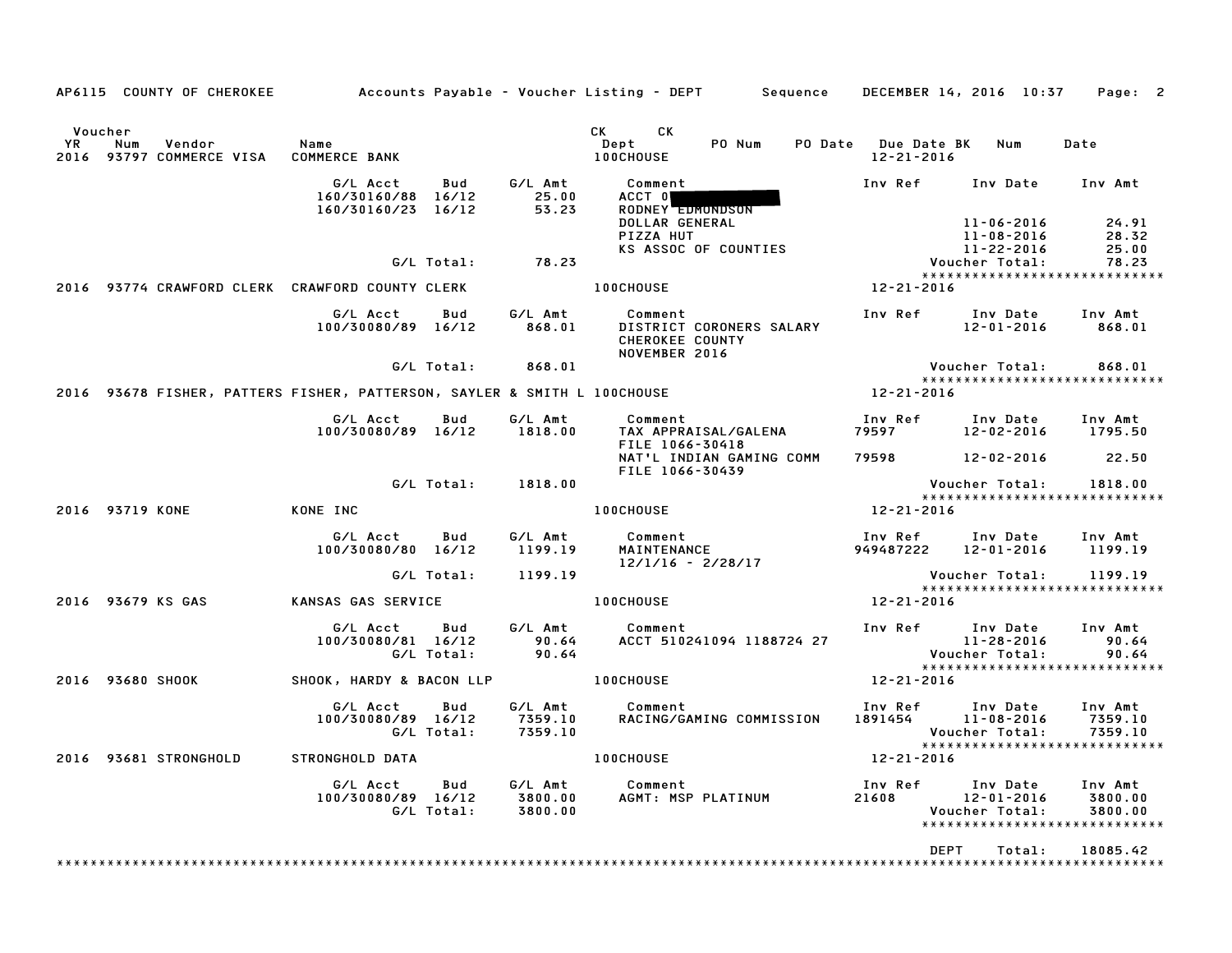AP6115 COUNTY OF CHEROKEE — Accounts Payable - Voucher Listing - DEPT — Sequence — DECEMBER 14, 2016 10:37

| Voucher YR | Num | Vendor | Name | CK Dept | CK PO Num | PO Date | Due Date | BK | Num | Date |
|---|---|---|---|---|---|---|---|---|---|---|
| 2016 | 93797 | COMMERCE VISA | COMMERCE BANK | 100CHOUSE | | | 12-21-2016 | | | |

| G/L Acct | Bud | G/L Amt | Comment | Inv Ref | Inv Date | Inv Amt |
|---|---|---|---|---|---|---|
| 160/30160/88 | 16/12 | 25.00 | ACCT 0[REDACTED] | | | |
| 160/30160/23 | 16/12 | 53.23 | RODNEY EDMONDSON | | | |
| | | | DOLLAR GENERAL | | 11-06-2016 | 24.91 |
| | | | PIZZA HUT | | 11-08-2016 | 28.32 |
| | | | KS ASSOC OF COUNTIES | | 11-22-2016 | 25.00 |
| | G/L Total: | 78.23 | | | Voucher Total: | 78.23 |

****************************

| Voucher YR | Num | Vendor | Name | CK Dept | Due Date |
|---|---|---|---|---|---|
| 2016 | 93774 | CRAWFORD CLERK | CRAWFORD COUNTY CLERK | 100CHOUSE | 12-21-2016 |

| G/L Acct | Bud | G/L Amt | Comment | Inv Ref | Inv Date | Inv Amt |
|---|---|---|---|---|---|---|
| 100/30080/89 | 16/12 | 868.01 | DISTRICT CORONERS SALARY CHEROKEE COUNTY NOVEMBER 2016 | | 12-01-2016 | 868.01 |
| | G/L Total: | 868.01 | | | Voucher Total: | 868.01 |

****************************

| Voucher YR | Num | Vendor | Name | CK Dept | Due Date |
|---|---|---|---|---|---|
| 2016 | 93678 | FISHER, PATTERS | FISHER, PATTERSON, SAYLER & SMITH L | 100CHOUSE | 12-21-2016 |

| G/L Acct | Bud | G/L Amt | Comment | Inv Ref | Inv Date | Inv Amt |
|---|---|---|---|---|---|---|
| 100/30080/89 | 16/12 | 1818.00 | TAX APPRAISAL/GALENA FILE 1066-30418 | 79597 | 12-02-2016 | 1795.50 |
| | | | NAT'L INDIAN GAMING COMM FILE 1066-30439 | 79598 | 12-02-2016 | 22.50 |
| | G/L Total: | 1818.00 | | | Voucher Total: | 1818.00 |

****************************

| Voucher YR | Num | Vendor | Name | CK Dept | Due Date |
|---|---|---|---|---|---|
| 2016 | 93719 | KONE | KONE INC | 100CHOUSE | 12-21-2016 |

| G/L Acct | Bud | G/L Amt | Comment | Inv Ref | Inv Date | Inv Amt |
|---|---|---|---|---|---|---|
| 100/30080/80 | 16/12 | 1199.19 | MAINTENANCE 12/1/16 - 2/28/17 | 949487222 | 12-01-2016 | 1199.19 |
| | G/L Total: | 1199.19 | | | Voucher Total: | 1199.19 |

****************************

| Voucher YR | Num | Vendor | Name | CK Dept | Due Date |
|---|---|---|---|---|---|
| 2016 | 93679 | KS GAS | KANSAS GAS SERVICE | 100CHOUSE | 12-21-2016 |

| G/L Acct | Bud | G/L Amt | Comment | Inv Ref | Inv Date | Inv Amt |
|---|---|---|---|---|---|---|
| 100/30080/81 | 16/12 | 90.64 | ACCT 510241094 1188724 27 | | 11-28-2016 | 90.64 |
| | G/L Total: | 90.64 | | | Voucher Total: | 90.64 |

****************************

| Voucher YR | Num | Vendor | Name | CK Dept | Due Date |
|---|---|---|---|---|---|
| 2016 | 93680 | SHOOK | SHOOK, HARDY & BACON LLP | 100CHOUSE | 12-21-2016 |

| G/L Acct | Bud | G/L Amt | Comment | Inv Ref | Inv Date | Inv Amt |
|---|---|---|---|---|---|---|
| 100/30080/89 | 16/12 | 7359.10 | RACING/GAMING COMMISSION | 1891454 | 11-08-2016 | 7359.10 |
| | G/L Total: | 7359.10 | | | Voucher Total: | 7359.10 |

****************************

| Voucher YR | Num | Vendor | Name | CK Dept | Due Date |
|---|---|---|---|---|---|
| 2016 | 93681 | STRONGHOLD | STRONGHOLD DATA | 100CHOUSE | 12-21-2016 |

| G/L Acct | Bud | G/L Amt | Comment | Inv Ref | Inv Date | Inv Amt |
|---|---|---|---|---|---|---|
| 100/30080/89 | 16/12 | 3800.00 | AGMT: MSP PLATINUM | 21608 | 12-01-2016 | 3800.00 |
| | G/L Total: | 3800.00 | | | Voucher Total: | 3800.00 |

****************************

DEPT Total: 18085.42

****************************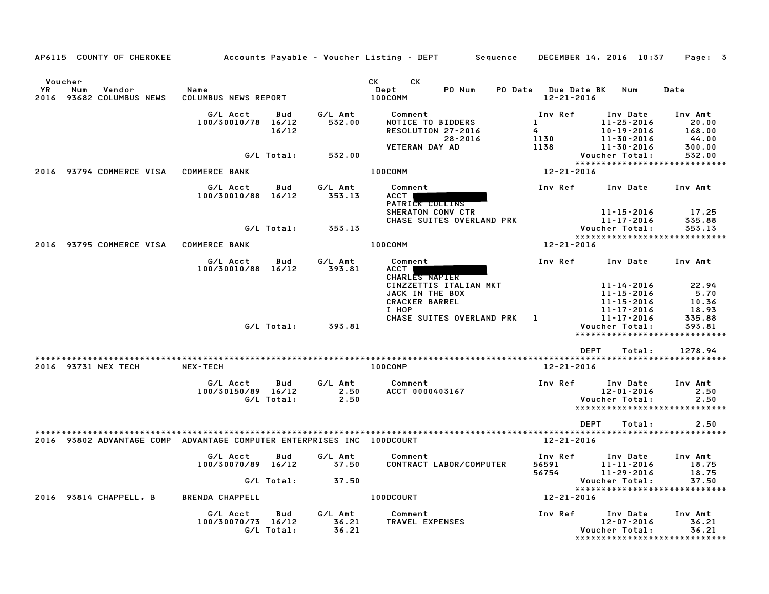AP6115 COUNTY OF CHEROKEE    Accounts Payable - Voucher Listing - DEPT    Sequence    DECEMBER 14, 2016 10:37

| Voucher YR | Num | Vendor | Name | CK Dept | CK | PO Num | PO Date | Due Date | BK | Num | Date |
|---|---|---|---|---|---|---|---|---|---|---|---|
| 2016 | 93682 | COLUMBUS NEWS | COLUMBUS NEWS REPORT | 100COMM | | | | 12-21-2016 | | | |

| G/L Acct | Bud | G/L Amt | Comment | Inv Ref | Inv Date | Inv Amt |
|---|---|---|---|---|---|---|
| 100/30010/78 | 16/12 | 532.00 | NOTICE TO BIDDERS | 1 | 11-25-2016 | 20.00 |
| | 16/12 | | RESOLUTION 27-2016 | 4 | 10-19-2016 | 168.00 |
| | | | 28-2016 | 1130 | 11-30-2016 | 44.00 |
| | | | VETERAN DAY AD | 1138 | 11-30-2016 | 300.00 |
| | G/L Total: | 532.00 | | | Voucher Total: | 532.00 |

*****************************

| Voucher YR | Num | Vendor | Name | CK Dept | Due Date |
|---|---|---|---|---|---|
| 2016 | 93794 | COMMERCE VISA | COMMERCE BANK | 100COMM | 12-21-2016 |

| G/L Acct | Bud | G/L Amt | Comment | Inv Ref | Inv Date | Inv Amt |
|---|---|---|---|---|---|---|
| 100/30010/88 | 16/12 | 353.13 | ACCT [REDACTED] | | | |
| | | | PATRICK COLLINS | | | |
| | | | SHERATON CONV CTR | | 11-15-2016 | 17.25 |
| | | | CHASE SUITES OVERLAND PRK | | 11-17-2016 | 335.88 |
| | G/L Total: | 353.13 | | | Voucher Total: | 353.13 |

*****************************

| Voucher YR | Num | Vendor | Name | CK Dept | Due Date |
|---|---|---|---|---|---|
| 2016 | 93795 | COMMERCE VISA | COMMERCE BANK | 100COMM | 12-21-2016 |

| G/L Acct | Bud | G/L Amt | Comment | Inv Ref | Inv Date | Inv Amt |
|---|---|---|---|---|---|---|
| 100/30010/88 | 16/12 | 393.81 | ACCT [REDACTED] | | | |
| | | | CHARLES NAPIER | | | |
| | | | CINZZETTIS ITALIAN MKT | | 11-14-2016 | 22.94 |
| | | | JACK IN THE BOX | | 11-15-2016 | 5.70 |
| | | | CRACKER BARREL | | 11-15-2016 | 10.36 |
| | | | I HOP | | 11-17-2016 | 18.93 |
| | | | CHASE SUITES OVERLAND PRK | 1 | 11-17-2016 | 335.88 |
| | G/L Total: | 393.81 | | | Voucher Total: | 393.81 |

*****************************

DEPT Total: 1278.94

*****************************

| Voucher YR | Num | Vendor | Name | CK Dept | Due Date |
|---|---|---|---|---|---|
| 2016 | 93731 | NEX TECH | NEX-TECH | 100COMP | 12-21-2016 |

| G/L Acct | Bud | G/L Amt | Comment | Inv Ref | Inv Date | Inv Amt |
|---|---|---|---|---|---|---|
| 100/30150/89 | 16/12 | 2.50 | ACCT 0000403167 | | 12-01-2016 | 2.50 |
| | G/L Total: | 2.50 | | | Voucher Total: | 2.50 |

*****************************

DEPT Total: 2.50

*****************************

| Voucher YR | Num | Vendor | Name | CK Dept | Due Date |
|---|---|---|---|---|---|
| 2016 | 93802 | ADVANTAGE COMP | ADVANTAGE COMPUTER ENTERPRISES INC | 100DCOURT | 12-21-2016 |

| G/L Acct | Bud | G/L Amt | Comment | Inv Ref | Inv Date | Inv Amt |
|---|---|---|---|---|---|---|
| 100/30070/89 | 16/12 | 37.50 | CONTRACT LABOR/COMPUTER | 56591 | 11-11-2016 | 18.75 |
| | | | | 56754 | 11-29-2016 | 18.75 |
| | G/L Total: | 37.50 | | | Voucher Total: | 37.50 |

*****************************

| Voucher YR | Num | Vendor | Name | CK Dept | Due Date |
|---|---|---|---|---|---|
| 2016 | 93814 | CHAPPELL, B | BRENDA CHAPPELL | 100DCOURT | 12-21-2016 |

| G/L Acct | Bud | G/L Amt | Comment | Inv Ref | Inv Date | Inv Amt |
|---|---|---|---|---|---|---|
| 100/30070/73 | 16/12 | 36.21 | TRAVEL EXPENSES | | 12-07-2016 | 36.21 |
| | G/L Total: | 36.21 | | | Voucher Total: | 36.21 |

*****************************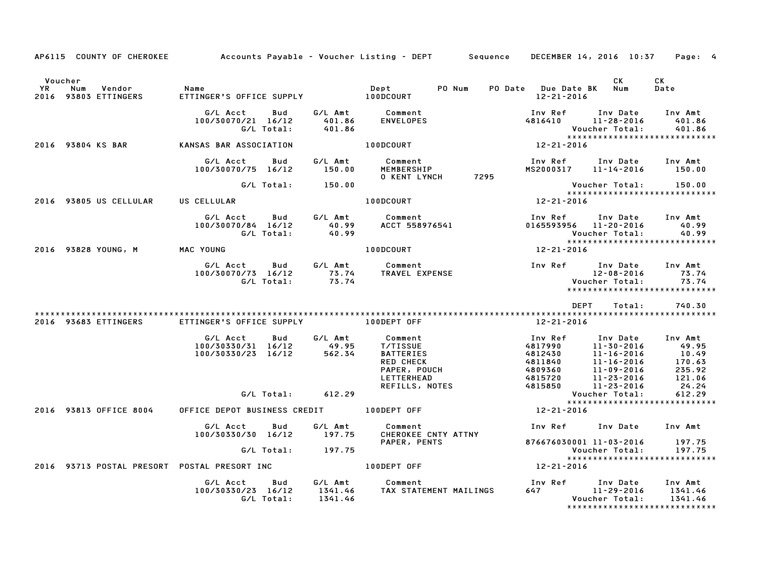AP6115 COUNTY OF CHEROKEE Accounts Payable - Voucher Listing - DEPT Sequence DECEMBER 14, 2016 10:37

| Voucher YR | Num | Vendor | Name | Dept | PO Num | PO Date | Due Date BK | CK Num | CK Date |
|---|---|---|---|---|---|---|---|---|---|
| 2016 | 93803 | ETTINGERS | ETTINGER'S OFFICE SUPPLY | 100DCOURT | | | 12-21-2016 | | |

| G/L Acct | Bud | G/L Amt | Comment | Inv Ref | Inv Date | Inv Amt |
|---|---|---|---|---|---|---|
| 100/30070/21 | 16/12 | 401.86 | ENVELOPES | 4816410 | 11-28-2016 | 401.86 |
| | G/L Total: | 401.86 | | | Voucher Total: | 401.86 |

*****************************

| YR | Num | Vendor | Name | Dept | Due Date |
|---|---|---|---|---|---|
| 2016 | 93804 | KS BAR | KANSAS BAR ASSOCIATION | 100DCOURT | 12-21-2016 |

| G/L Acct | Bud | G/L Amt | Comment | Inv Ref | Inv Date | Inv Amt |
|---|---|---|---|---|---|---|
| 100/30070/75 | 16/12 | 150.00 | MEMBERSHIP | MS2000317 | 11-14-2016 | 150.00 |
| | | | O KENT LYNCH 7295 | | | |
| | G/L Total: | 150.00 | | | Voucher Total: | 150.00 |

*****************************

| YR | Num | Vendor | Name | Dept | Due Date |
|---|---|---|---|---|---|
| 2016 | 93805 | US CELLULAR | US CELLULAR | 100DCOURT | 12-21-2016 |

| G/L Acct | Bud | G/L Amt | Comment | Inv Ref | Inv Date | Inv Amt |
|---|---|---|---|---|---|---|
| 100/30070/84 | 16/12 | 40.99 | ACCT 558976541 | 0165593956 | 11-20-2016 | 40.99 |
| | G/L Total: | 40.99 | | | Voucher Total: | 40.99 |

*****************************

| YR | Num | Vendor | Name | Dept | Due Date |
|---|---|---|---|---|---|
| 2016 | 93828 | YOUNG, M | MAC YOUNG | 100DCOURT | 12-21-2016 |

| G/L Acct | Bud | G/L Amt | Comment | Inv Ref | Inv Date | Inv Amt |
|---|---|---|---|---|---|---|
| 100/30070/73 | 16/12 | 73.74 | TRAVEL EXPENSE | | 12-08-2016 | 73.74 |
| | G/L Total: | 73.74 | | | Voucher Total: | 73.74 |

*****************************

DEPT Total: 740.30

*****************************

| YR | Num | Vendor | Name | Dept | Due Date |
|---|---|---|---|---|---|
| 2016 | 93683 | ETTINGERS | ETTINGER'S OFFICE SUPPLY | 100DEPT OFF | 12-21-2016 |

| G/L Acct | Bud | G/L Amt | Comment | Inv Ref | Inv Date | Inv Amt |
|---|---|---|---|---|---|---|
| 100/30330/31 | 16/12 | 49.95 | T/TISSUE | 4817990 | 11-30-2016 | 49.95 |
| 100/30330/23 | 16/12 | 562.34 | BATTERIES | 4812430 | 11-16-2016 | 10.49 |
| | | | RED CHECK | 4811840 | 11-16-2016 | 170.63 |
| | | | PAPER, POUCH | 4809360 | 11-09-2016 | 235.92 |
| | | | LETTERHEAD | 4815720 | 11-23-2016 | 121.06 |
| | | | REFILLS, NOTES | 4815850 | 11-23-2016 | 24.24 |
| | G/L Total: | 612.29 | | | Voucher Total: | 612.29 |

*****************************

| YR | Num | Vendor | Name | Dept | Due Date |
|---|---|---|---|---|---|
| 2016 | 93813 | OFFICE 8004 | OFFICE DEPOT BUSINESS CREDIT | 100DEPT OFF | 12-21-2016 |

| G/L Acct | Bud | G/L Amt | Comment | Inv Ref | Inv Date | Inv Amt |
|---|---|---|---|---|---|---|
| 100/30330/30 | 16/12 | 197.75 | CHEROKEE CNTY ATTNY | | | |
| | | | PAPER, PENTS | 876676030001 | 11-03-2016 | 197.75 |
| | G/L Total: | 197.75 | | | Voucher Total: | 197.75 |

*****************************

| YR | Num | Vendor | Name | Dept | Due Date |
|---|---|---|---|---|---|
| 2016 | 93713 | POSTAL PRESORT | POSTAL PRESORT INC | 100DEPT OFF | 12-21-2016 |

| G/L Acct | Bud | G/L Amt | Comment | Inv Ref | Inv Date | Inv Amt |
|---|---|---|---|---|---|---|
| 100/30330/23 | 16/12 | 1341.46 | TAX STATEMENT MAILINGS | 647 | 11-29-2016 | 1341.46 |
| | G/L Total: | 1341.46 | | | Voucher Total: | 1341.46 |

*****************************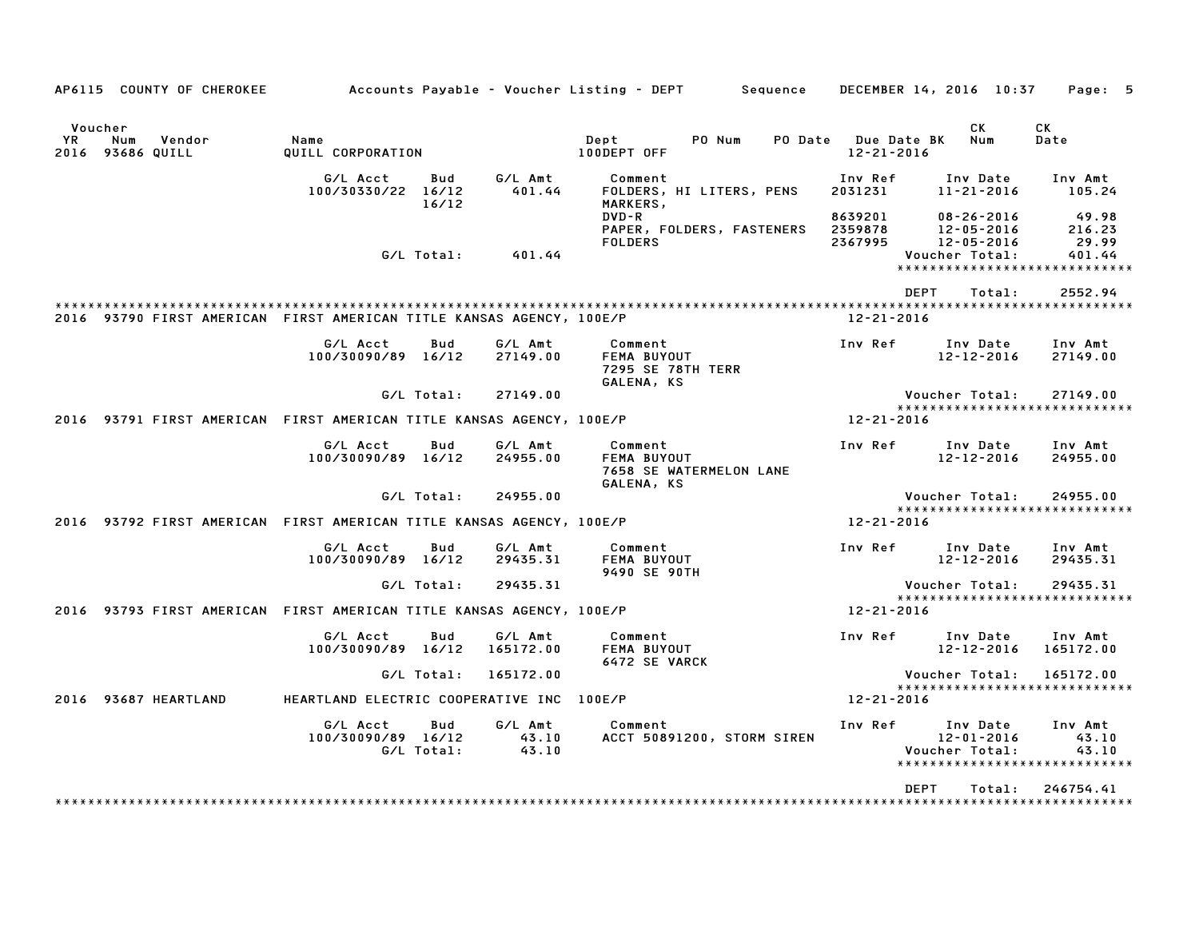AP6115 COUNTY OF CHEROKEE — Accounts Payable - Voucher Listing - DEPT — Sequence — DECEMBER 14, 2016 10:37

| Voucher YR | Num | Vendor | Name | Dept | PO Num | PO Date | Due Date BK | CK Num | CK Date |
|---|---|---|---|---|---|---|---|---|---|
| 2016 | 93686 | QUILL | QUILL CORPORATION | 100DEPT OFF | | | 12-21-2016 | | |

| G/L Acct | Bud | G/L Amt | Comment | Inv Ref | Inv Date | Inv Amt |
|---|---|---|---|---|---|---|
| 100/30330/22 | 16/12 | 401.44 | FOLDERS, HI LITERS, PENS | 2031231 | 11-21-2016 | 105.24 |
| | 16/12 | | MARKERS, | | | |
| | | | DVD-R | 8639201 | 08-26-2016 | 49.98 |
| | | | PAPER, FOLDERS, FASTENERS | 2359878 | 12-05-2016 | 216.23 |
| | | | FOLDERS | 2367995 | 12-05-2016 | 29.99 |
| | G/L Total: | 401.44 | | | Voucher Total: | 401.44 |

*****************************

DEPT Total: 2552.94

*****************************

2016 93790 FIRST AMERICAN — FIRST AMERICAN TITLE KANSAS AGENCY, 100E/P — 12-21-2016

| G/L Acct | Bud | G/L Amt | Comment | Inv Ref | Inv Date | Inv Amt |
|---|---|---|---|---|---|---|
| 100/30090/89 | 16/12 | 27149.00 | FEMA BUYOUT<br>7295 SE 78TH TERR<br>GALENA, KS | | 12-12-2016 | 27149.00 |
| | G/L Total: | 27149.00 | | | Voucher Total: | 27149.00 |

*****************************

2016 93791 FIRST AMERICAN — FIRST AMERICAN TITLE KANSAS AGENCY, 100E/P — 12-21-2016

| G/L Acct | Bud | G/L Amt | Comment | Inv Ref | Inv Date | Inv Amt |
|---|---|---|---|---|---|---|
| 100/30090/89 | 16/12 | 24955.00 | FEMA BUYOUT<br>7658 SE WATERMELON LANE<br>GALENA, KS | | 12-12-2016 | 24955.00 |
| | G/L Total: | 24955.00 | | | Voucher Total: | 24955.00 |

*****************************

2016 93792 FIRST AMERICAN — FIRST AMERICAN TITLE KANSAS AGENCY, 100E/P — 12-21-2016

| G/L Acct | Bud | G/L Amt | Comment | Inv Ref | Inv Date | Inv Amt |
|---|---|---|---|---|---|---|
| 100/30090/89 | 16/12 | 29435.31 | FEMA BUYOUT<br>9490 SE 90TH | | 12-12-2016 | 29435.31 |
| | G/L Total: | 29435.31 | | | Voucher Total: | 29435.31 |

*****************************

2016 93793 FIRST AMERICAN — FIRST AMERICAN TITLE KANSAS AGENCY, 100E/P — 12-21-2016

| G/L Acct | Bud | G/L Amt | Comment | Inv Ref | Inv Date | Inv Amt |
|---|---|---|---|---|---|---|
| 100/30090/89 | 16/12 | 165172.00 | FEMA BUYOUT<br>6472 SE VARCK | | 12-12-2016 | 165172.00 |
| | G/L Total: | 165172.00 | | | Voucher Total: | 165172.00 |

*****************************

2016 93687 HEARTLAND — HEARTLAND ELECTRIC COOPERATIVE INC 100E/P — 12-21-2016

| G/L Acct | Bud | G/L Amt | Comment | Inv Ref | Inv Date | Inv Amt |
|---|---|---|---|---|---|---|
| 100/30090/89 | 16/12 | 43.10 | ACCT 50891200, STORM SIREN | | 12-01-2016 | 43.10 |
| | G/L Total: | 43.10 | | | Voucher Total: | 43.10 |

*****************************

DEPT Total: 246754.41

*****************************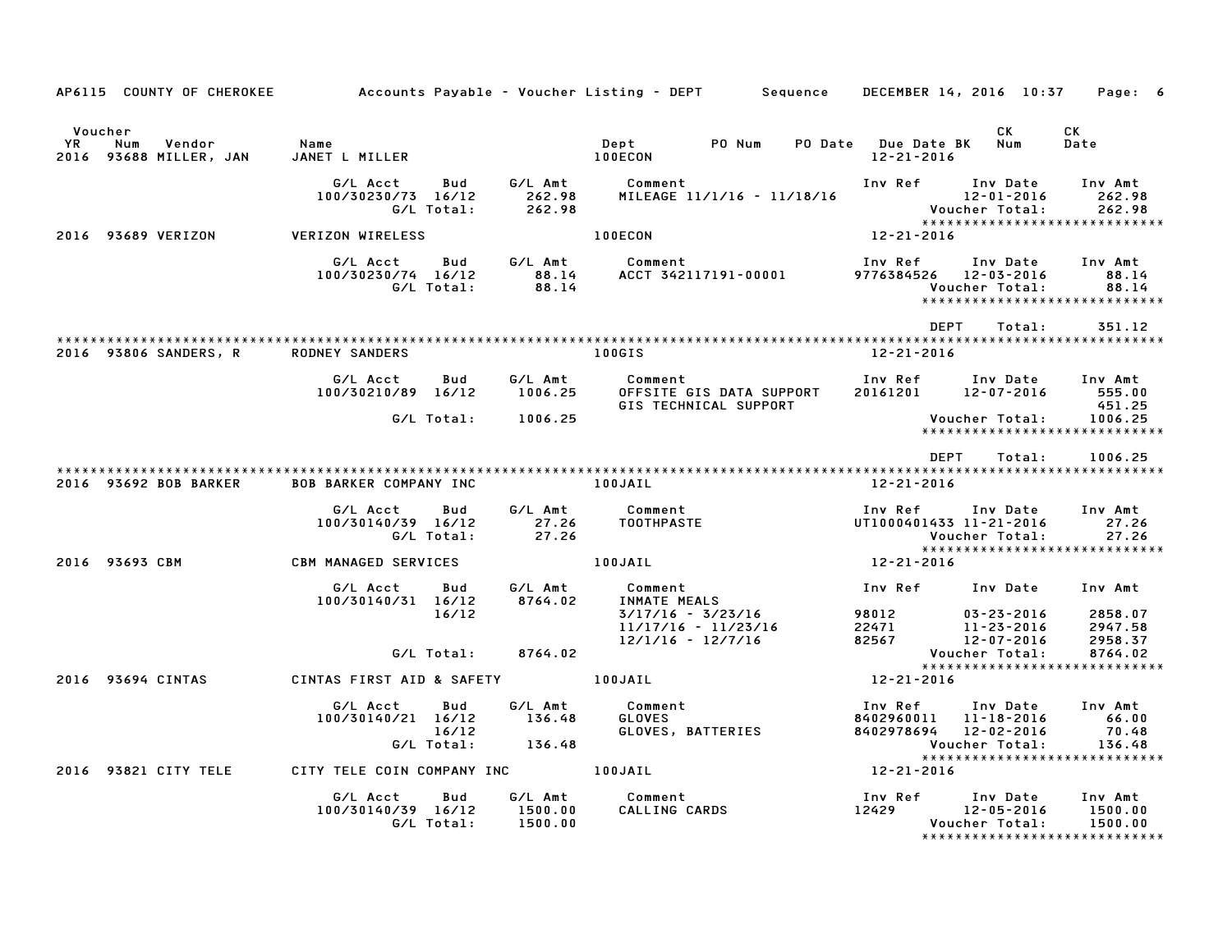AP6115 COUNTY OF CHEROKEE — Accounts Payable - Voucher Listing - DEPT — Sequence — DECEMBER 14, 2016 10:37

| Voucher YR | Num | Vendor | Name | Dept | PO Num | PO Date | Due Date | BK | CK Num | CK Date |
|---|---|---|---|---|---|---|---|---|---|---|
| 2016 | 93688 | MILLER, JAN | JANET L MILLER | 100ECON | | | 12-21-2016 | | | |

| G/L Acct | Bud | G/L Amt | Comment | Inv Ref | Inv Date | Inv Amt |
|---|---|---|---|---|---|---|
| 100/30230/73 | 16/12 | 262.98 | MILEAGE 11/1/16 - 11/18/16 | | 12-01-2016 | 262.98 |
| | G/L Total: | 262.98 | | | Voucher Total: | 262.98 |

******************************

| Voucher YR | Num | Vendor | Name | Dept | Due Date |
|---|---|---|---|---|---|
| 2016 | 93689 | VERIZON | VERIZON WIRELESS | 100ECON | 12-21-2016 |

| G/L Acct | Bud | G/L Amt | Comment | Inv Ref | Inv Date | Inv Amt |
|---|---|---|---|---|---|---|
| 100/30230/74 | 16/12 | 88.14 | ACCT 342117191-00001 | 9776384526 | 12-03-2016 | 88.14 |
| | G/L Total: | 88.14 | | | Voucher Total: | 88.14 |

******************************

DEPT Total: 351.12

******************************

| Voucher YR | Num | Vendor | Name | Dept | Due Date |
|---|---|---|---|---|---|
| 2016 | 93806 | SANDERS, R | RODNEY SANDERS | 100GIS | 12-21-2016 |

| G/L Acct | Bud | G/L Amt | Comment | Inv Ref | Inv Date | Inv Amt |
|---|---|---|---|---|---|---|
| 100/30210/89 | 16/12 | 1006.25 | OFFSITE GIS DATA SUPPORT | 20161201 | 12-07-2016 | 555.00 |
| | | | GIS TECHNICAL SUPPORT | | | 451.25 |
| | G/L Total: | 1006.25 | | | Voucher Total: | 1006.25 |

******************************

DEPT Total: 1006.25

******************************

| Voucher YR | Num | Vendor | Name | Dept | Due Date |
|---|---|---|---|---|---|
| 2016 | 93692 | BOB BARKER | BOB BARKER COMPANY INC | 100JAIL | 12-21-2016 |

| G/L Acct | Bud | G/L Amt | Comment | Inv Ref | Inv Date | Inv Amt |
|---|---|---|---|---|---|---|
| 100/30140/39 | 16/12 | 27.26 | TOOTHPASTE | UT1000401433 | 11-21-2016 | 27.26 |
| | G/L Total: | 27.26 | | | Voucher Total: | 27.26 |

******************************

| Voucher YR | Num | Vendor | Name | Dept | Due Date |
|---|---|---|---|---|---|
| 2016 | 93693 | CBM | CBM MANAGED SERVICES | 100JAIL | 12-21-2016 |

| G/L Acct | Bud | G/L Amt | Comment | Inv Ref | Inv Date | Inv Amt |
|---|---|---|---|---|---|---|
| 100/30140/31 | 16/12 | 8764.02 | INMATE MEALS | | | |
| | 16/12 | | 3/17/16 - 3/23/16 | 98012 | 03-23-2016 | 2858.07 |
| | | | 11/17/16 - 11/23/16 | 22471 | 11-23-2016 | 2947.58 |
| | | | 12/1/16 - 12/7/16 | 82567 | 12-07-2016 | 2958.37 |
| | G/L Total: | 8764.02 | | | Voucher Total: | 8764.02 |

******************************

| Voucher YR | Num | Vendor | Name | Dept | Due Date |
|---|---|---|---|---|---|
| 2016 | 93694 | CINTAS | CINTAS FIRST AID & SAFETY | 100JAIL | 12-21-2016 |

| G/L Acct | Bud | G/L Amt | Comment | Inv Ref | Inv Date | Inv Amt |
|---|---|---|---|---|---|---|
| 100/30140/21 | 16/12 | 136.48 | GLOVES | 8402960011 | 11-18-2016 | 66.00 |
| | 16/12 | | GLOVES, BATTERIES | 8402978694 | 12-02-2016 | 70.48 |
| | G/L Total: | 136.48 | | | Voucher Total: | 136.48 |

******************************

| Voucher YR | Num | Vendor | Name | Dept | Due Date |
|---|---|---|---|---|---|
| 2016 | 93821 | CITY TELE | CITY TELE COIN COMPANY INC | 100JAIL | 12-21-2016 |

| G/L Acct | Bud | G/L Amt | Comment | Inv Ref | Inv Date | Inv Amt |
|---|---|---|---|---|---|---|
| 100/30140/39 | 16/12 | 1500.00 | CALLING CARDS | 12429 | 12-05-2016 | 1500.00 |
| | G/L Total: | 1500.00 | | | Voucher Total: | 1500.00 |

******************************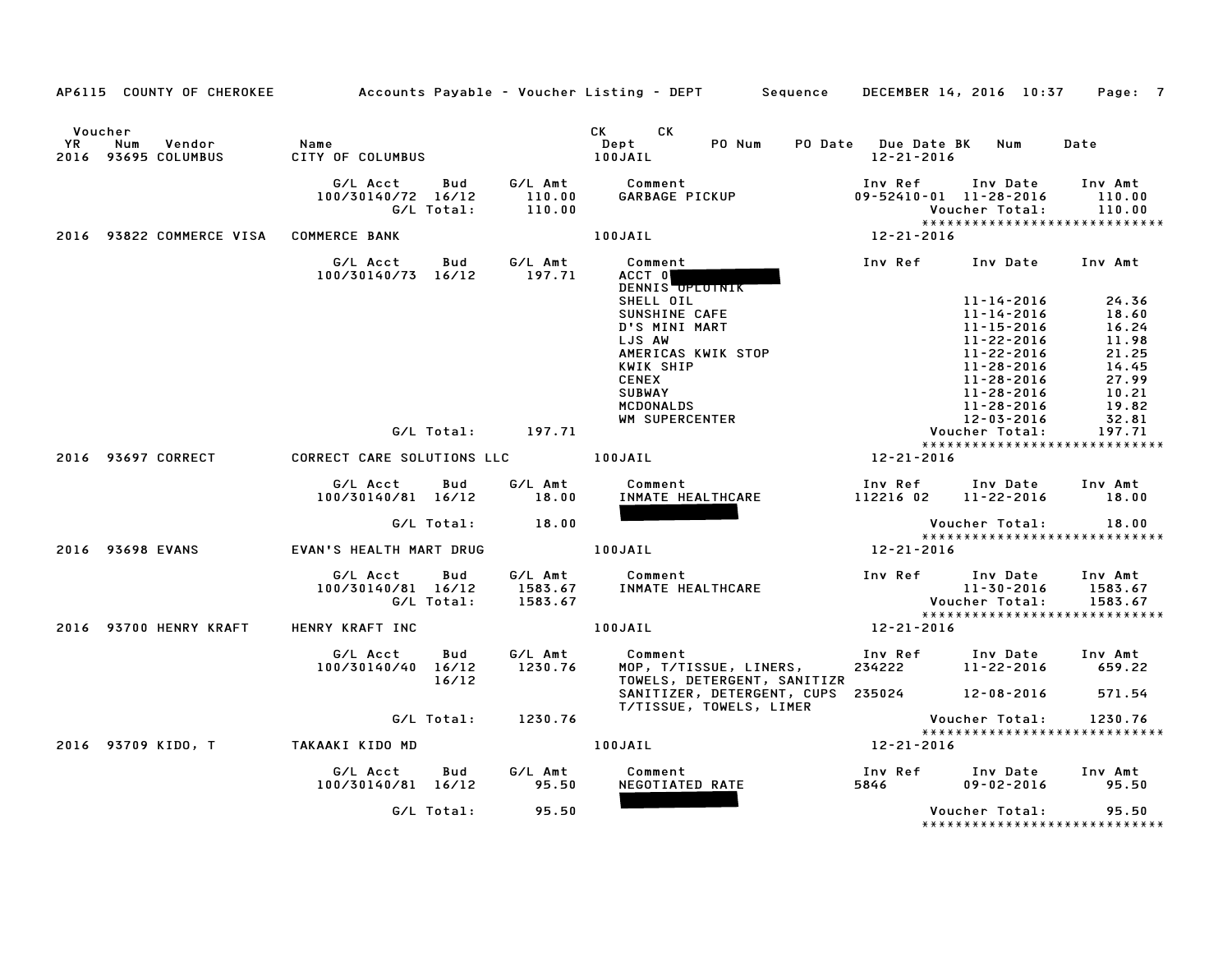AP6115 COUNTY OF CHEROKEE — Accounts Payable - Voucher Listing - DEPT Sequence — DECEMBER 14, 2016 10:37

| Voucher YR | Num | Vendor | Name | CK Dept | CK PO Num | PO Date | Due Date BK | Num | Date |
|---|---|---|---|---|---|---|---|---|---|
| 2016 | 93695 | COLUMBUS | CITY OF COLUMBUS | 100JAIL | | | 12-21-2016 | | |

| G/L Acct | Bud | G/L Amt | Comment | Inv Ref | Inv Date | Inv Amt |
|---|---|---|---|---|---|---|
| 100/30140/72 | 16/12 | 110.00 | GARBAGE PICKUP | 09-52410-01 | 11-28-2016 | 110.00 |
| | G/L Total: | 110.00 | | | Voucher Total: | 110.00 |

*****************************

| Voucher YR | Num | Vendor | Name | CK Dept | Due Date |
|---|---|---|---|---|---|
| 2016 | 93822 | COMMERCE VISA | COMMERCE BANK | 100JAIL | 12-21-2016 |

| G/L Acct | Bud | G/L Amt | Comment | Inv Ref | Inv Date | Inv Amt |
|---|---|---|---|---|---|---|
| 100/30140/73 | 16/12 | 197.71 | ACCT 0 | | | |
| | | | DENNIS OPLOTNIK | | | |
| | | | SHELL OIL | | 11-14-2016 | 24.36 |
| | | | SUNSHINE CAFE | | 11-14-2016 | 18.60 |
| | | | D'S MINI MART | | 11-15-2016 | 16.24 |
| | | | LJS AW | | 11-22-2016 | 11.98 |
| | | | AMERICAS KWIK STOP | | 11-22-2016 | 21.25 |
| | | | KWIK SHIP | | 11-28-2016 | 14.45 |
| | | | CENEX | | 11-28-2016 | 27.99 |
| | | | SUBWAY | | 11-28-2016 | 10.21 |
| | | | MCDONALDS | | 11-28-2016 | 19.82 |
| | | | WM SUPERCENTER | | 12-03-2016 | 32.81 |
| | G/L Total: | 197.71 | | | Voucher Total: | 197.71 |

*****************************

| Voucher YR | Num | Vendor | Name | CK Dept | Due Date |
|---|---|---|---|---|---|
| 2016 | 93697 | CORRECT | CORRECT CARE SOLUTIONS LLC | 100JAIL | 12-21-2016 |

| G/L Acct | Bud | G/L Amt | Comment | Inv Ref | Inv Date | Inv Amt |
|---|---|---|---|---|---|---|
| 100/30140/81 | 16/12 | 18.00 | INMATE HEALTHCARE | 112216 02 | 11-22-2016 | 18.00 |
| | G/L Total: | 18.00 | | | Voucher Total: | 18.00 |

*****************************

| Voucher YR | Num | Vendor | Name | CK Dept | Due Date |
|---|---|---|---|---|---|
| 2016 | 93698 | EVANS | EVAN'S HEALTH MART DRUG | 100JAIL | 12-21-2016 |

| G/L Acct | Bud | G/L Amt | Comment | Inv Ref | Inv Date | Inv Amt |
|---|---|---|---|---|---|---|
| 100/30140/81 | 16/12 | 1583.67 | INMATE HEALTHCARE | | 11-30-2016 | 1583.67 |
| | G/L Total: | 1583.67 | | | Voucher Total: | 1583.67 |

*****************************

| Voucher YR | Num | Vendor | Name | CK Dept | Due Date |
|---|---|---|---|---|---|
| 2016 | 93700 | HENRY KRAFT | HENRY KRAFT INC | 100JAIL | 12-21-2016 |

| G/L Acct | Bud | G/L Amt | Comment | Inv Ref | Inv Date | Inv Amt |
|---|---|---|---|---|---|---|
| 100/30140/40 | 16/12 | 1230.76 | MOP, T/TISSUE, LINERS, TOWELS, DETERGENT, SANITIZR | 234222 | 11-22-2016 | 659.22 |
| | 16/12 | | SANITIZER, DETERGENT, CUPS T/TISSUE, TOWELS, LIMER | 235024 | 12-08-2016 | 571.54 |
| | G/L Total: | 1230.76 | | | Voucher Total: | 1230.76 |

*****************************

| Voucher YR | Num | Vendor | Name | CK Dept | Due Date |
|---|---|---|---|---|---|
| 2016 | 93709 | KIDO, T | TAKAAKI KIDO MD | 100JAIL | 12-21-2016 |

| G/L Acct | Bud | G/L Amt | Comment | Inv Ref | Inv Date | Inv Amt |
|---|---|---|---|---|---|---|
| 100/30140/81 | 16/12 | 95.50 | NEGOTIATED RATE | 5846 | 09-02-2016 | 95.50 |
| | G/L Total: | 95.50 | | | Voucher Total: | 95.50 |

*****************************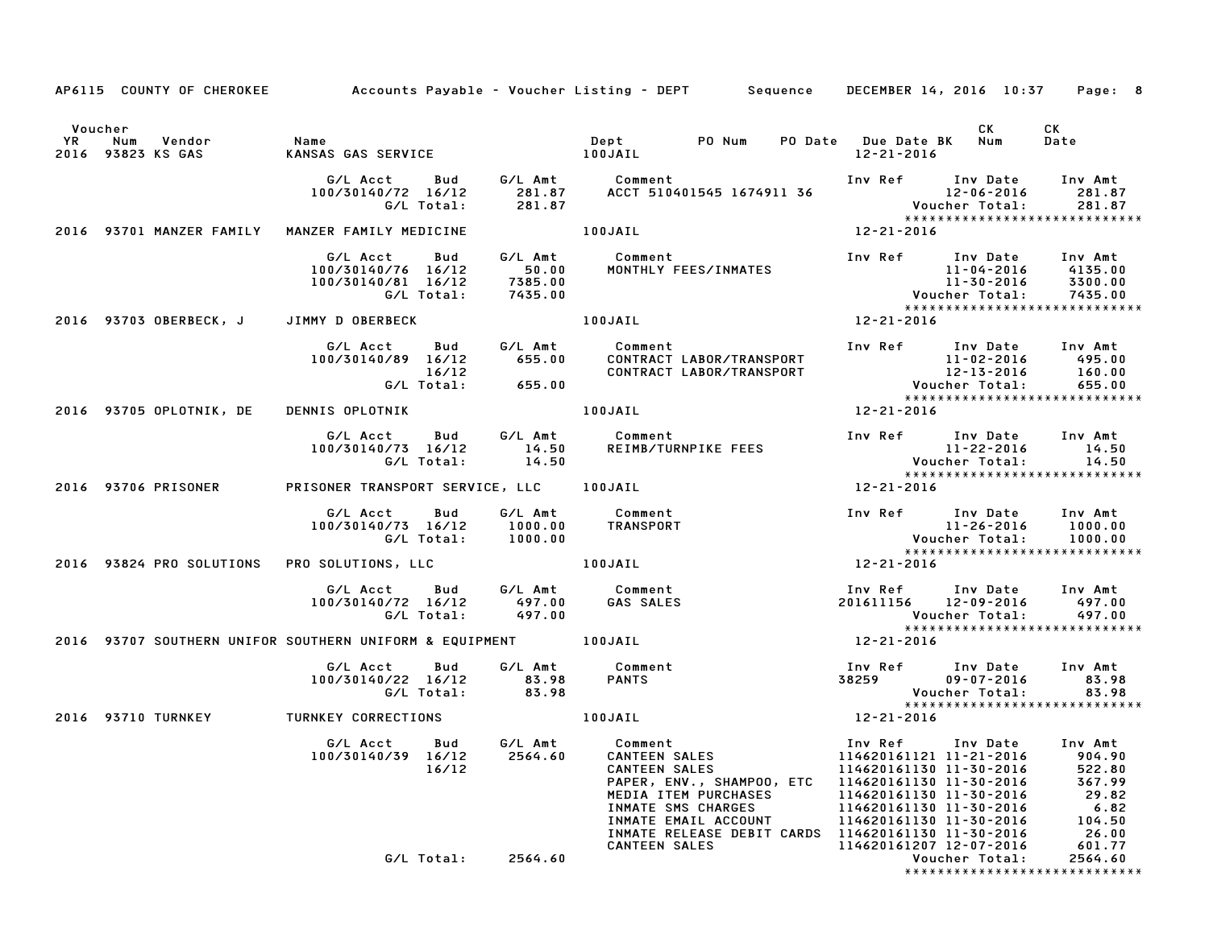AP6115 COUNTY OF CHEROKEE     Accounts Payable - Voucher Listing - DEPT     Sequence     DECEMBER 14, 2016 10:37

| Voucher YR | Num | Vendor | Name | Dept | PO Num | PO Date | Due Date BK | CK Num | CK Date |
|---|---|---|---|---|---|---|---|---|---|
| 2016 | 93823 | KS GAS | KANSAS GAS SERVICE | 100JAIL | | | 12-21-2016 | | |

| G/L Acct | Bud | G/L Amt | Comment | Inv Ref | Inv Date | Inv Amt |
|---|---|---|---|---|---|---|
| 100/30140/72 | 16/12 | 281.87 | ACCT 510401545 1674911 36 | | 12-06-2016 | 281.87 |
| | G/L Total: | 281.87 | | | Voucher Total: | 281.87 |

****************************

| Voucher YR | Num | Vendor | Name | Dept | Due Date BK |
|---|---|---|---|---|---|
| 2016 | 93701 | MANZER FAMILY | MANZER FAMILY MEDICINE | 100JAIL | 12-21-2016 |

| G/L Acct | Bud | G/L Amt | Comment | Inv Ref | Inv Date | Inv Amt |
|---|---|---|---|---|---|---|
| 100/30140/76 | 16/12 | 50.00 | MONTHLY FEES/INMATES | | 11-04-2016 | 4135.00 |
| 100/30140/81 | 16/12 | 7385.00 | | | 11-30-2016 | 3300.00 |
| | G/L Total: | 7435.00 | | | Voucher Total: | 7435.00 |

****************************

| Voucher YR | Num | Vendor | Name | Dept | Due Date BK |
|---|---|---|---|---|---|
| 2016 | 93703 | OBERBECK, J | JIMMY D OBERBECK | 100JAIL | 12-21-2016 |

| G/L Acct | Bud | G/L Amt | Comment | Inv Ref | Inv Date | Inv Amt |
|---|---|---|---|---|---|---|
| 100/30140/89 | 16/12 | 655.00 | CONTRACT LABOR/TRANSPORT | | 11-02-2016 | 495.00 |
| | 16/12 | | CONTRACT LABOR/TRANSPORT | | 12-13-2016 | 160.00 |
| | G/L Total: | 655.00 | | | Voucher Total: | 655.00 |

****************************

| Voucher YR | Num | Vendor | Name | Dept | Due Date BK |
|---|---|---|---|---|---|
| 2016 | 93705 | OPLOTNIK, DE | DENNIS OPLOTNIK | 100JAIL | 12-21-2016 |

| G/L Acct | Bud | G/L Amt | Comment | Inv Ref | Inv Date | Inv Amt |
|---|---|---|---|---|---|---|
| 100/30140/73 | 16/12 | 14.50 | REIMB/TURNPIKE FEES | | 11-22-2016 | 14.50 |
| | G/L Total: | 14.50 | | | Voucher Total: | 14.50 |

****************************

| Voucher YR | Num | Vendor | Name | Dept | Due Date BK |
|---|---|---|---|---|---|
| 2016 | 93706 | PRISONER | PRISONER TRANSPORT SERVICE, LLC | 100JAIL | 12-21-2016 |

| G/L Acct | Bud | G/L Amt | Comment | Inv Ref | Inv Date | Inv Amt |
|---|---|---|---|---|---|---|
| 100/30140/73 | 16/12 | 1000.00 | TRANSPORT | | 11-26-2016 | 1000.00 |
| | G/L Total: | 1000.00 | | | Voucher Total: | 1000.00 |

****************************

| Voucher YR | Num | Vendor | Name | Dept | Due Date BK |
|---|---|---|---|---|---|
| 2016 | 93824 | PRO SOLUTIONS | PRO SOLUTIONS, LLC | 100JAIL | 12-21-2016 |

| G/L Acct | Bud | G/L Amt | Comment | Inv Ref | Inv Date | Inv Amt |
|---|---|---|---|---|---|---|
| 100/30140/72 | 16/12 | 497.00 | GAS SALES | 201611156 | 12-09-2016 | 497.00 |
| | G/L Total: | 497.00 | | | Voucher Total: | 497.00 |

****************************

| Voucher YR | Num | Vendor | Name | Dept | Due Date BK |
|---|---|---|---|---|---|
| 2016 | 93707 | SOUTHERN UNIFOR | SOUTHERN UNIFORM & EQUIPMENT | 100JAIL | 12-21-2016 |

| G/L Acct | Bud | G/L Amt | Comment | Inv Ref | Inv Date | Inv Amt |
|---|---|---|---|---|---|---|
| 100/30140/22 | 16/12 | 83.98 | PANTS | 38259 | 09-07-2016 | 83.98 |
| | G/L Total: | 83.98 | | | Voucher Total: | 83.98 |

****************************

| Voucher YR | Num | Vendor | Name | Dept | Due Date BK |
|---|---|---|---|---|---|
| 2016 | 93710 | TURNKEY | TURNKEY CORRECTIONS | 100JAIL | 12-21-2016 |

| G/L Acct | Bud | G/L Amt | Comment | Inv Ref | Inv Date | Inv Amt |
|---|---|---|---|---|---|---|
| 100/30140/39 | 16/12 | 2564.60 | CANTEEN SALES | 114620161121 | 11-21-2016 | 904.90 |
| | 16/12 | | CANTEEN SALES | 114620161130 | 11-30-2016 | 522.80 |
| | | | PAPER, ENV., SHAMPOO, ETC | 114620161130 | 11-30-2016 | 367.99 |
| | | | MEDIA ITEM PURCHASES | 114620161130 | 11-30-2016 | 29.82 |
| | | | INMATE SMS CHARGES | 114620161130 | 11-30-2016 | 6.82 |
| | | | INMATE EMAIL ACCOUNT | 114620161130 | 11-30-2016 | 104.50 |
| | | | INMATE RELEASE DEBIT CARDS | 114620161130 | 11-30-2016 | 26.00 |
| | | | CANTEEN SALES | 114620161207 | 12-07-2016 | 601.77 |
| | G/L Total: | 2564.60 | | | Voucher Total: | 2564.60 |

****************************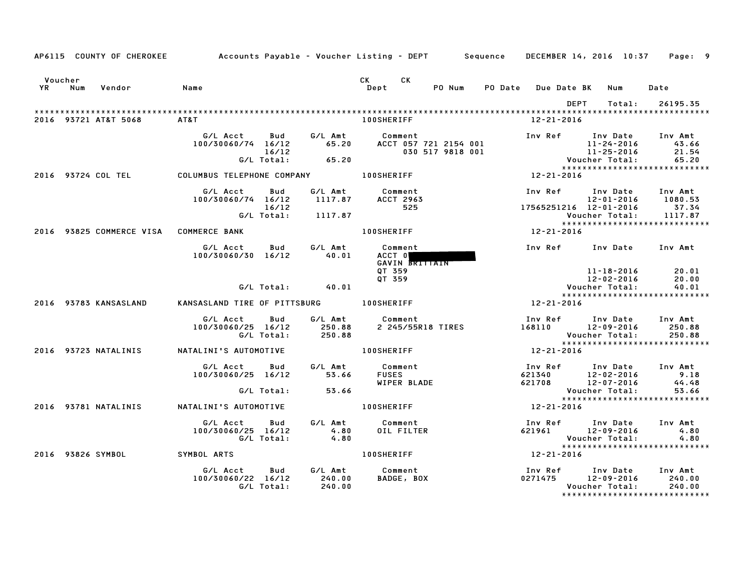AP6115 COUNTY OF CHEROKEE — Accounts Payable - Voucher Listing - DEPT — Sequence — DECEMBER 14, 2016 10:37

| Voucher YR | Num | Vendor | Name | CK Dept | CK | PO Num | PO Date | Due Date BK | Num | Date |
|---|---|---|---|---|---|---|---|---|---|---|
| | | | | | | | | DEPT | Total: | 26195.35 |

**2016 93721 AT&T 5068 — AT&T — 100SHERIFF — 12-21-2016**

| G/L Acct | Bud | G/L Amt | Comment | Inv Ref | Inv Date | Inv Amt |
|---|---|---|---|---|---|---|
| 100/30060/74 | 16/12 | 65.20 | ACCT 057 721 2154 001 | | 11-24-2016 | 43.66 |
| | 16/12 | | 030 517 9818 001 | | 11-25-2016 | 21.54 |
| | G/L Total: | 65.20 | | | Voucher Total: | 65.20 |

**2016 93724 COL TEL — COLUMBUS TELEPHONE COMPANY — 100SHERIFF — 12-21-2016**

| G/L Acct | Bud | G/L Amt | Comment | Inv Ref | Inv Date | Inv Amt |
|---|---|---|---|---|---|---|
| 100/30060/74 | 16/12 | 1117.87 | ACCT 2963 | | 12-01-2016 | 1080.53 |
| | 16/12 | | 525 | 17565251216 | 12-01-2016 | 37.34 |
| | G/L Total: | 1117.87 | | | Voucher Total: | 1117.87 |

**2016 93825 COMMERCE VISA — COMMERCE BANK — 100SHERIFF — 12-21-2016**

| G/L Acct | Bud | G/L Amt | Comment | Inv Ref | Inv Date | Inv Amt |
|---|---|---|---|---|---|---|
| 100/30060/30 | 16/12 | 40.01 | ACCT 0[REDACTED] | | | |
| | | | GAVIN BRITTAIN | | | |
| | | | QT 359 | | 11-18-2016 | 20.01 |
| | | | QT 359 | | 12-02-2016 | 20.00 |
| | G/L Total: | 40.01 | | | Voucher Total: | 40.01 |

**2016 93783 KANSASLAND — KANSASLAND TIRE OF PITTSBURG — 100SHERIFF — 12-21-2016**

| G/L Acct | Bud | G/L Amt | Comment | Inv Ref | Inv Date | Inv Amt |
|---|---|---|---|---|---|---|
| 100/30060/25 | 16/12 | 250.88 | 2 245/55R18 TIRES | 168110 | 12-09-2016 | 250.88 |
| | G/L Total: | 250.88 | | | Voucher Total: | 250.88 |

**2016 93723 NATALINIS — NATALINI'S AUTOMOTIVE — 100SHERIFF — 12-21-2016**

| G/L Acct | Bud | G/L Amt | Comment | Inv Ref | Inv Date | Inv Amt |
|---|---|---|---|---|---|---|
| 100/30060/25 | 16/12 | 53.66 | FUSES | 621340 | 12-02-2016 | 9.18 |
| | | | WIPER BLADE | 621708 | 12-07-2016 | 44.48 |
| | G/L Total: | 53.66 | | | Voucher Total: | 53.66 |

**2016 93781 NATALINIS — NATALINI'S AUTOMOTIVE — 100SHERIFF — 12-21-2016**

| G/L Acct | Bud | G/L Amt | Comment | Inv Ref | Inv Date | Inv Amt |
|---|---|---|---|---|---|---|
| 100/30060/25 | 16/12 | 4.80 | OIL FILTER | 621961 | 12-09-2016 | 4.80 |
| | G/L Total: | 4.80 | | | Voucher Total: | 4.80 |

**2016 93826 SYMBOL — SYMBOL ARTS — 100SHERIFF — 12-21-2016**

| G/L Acct | Bud | G/L Amt | Comment | Inv Ref | Inv Date | Inv Amt |
|---|---|---|---|---|---|---|
| 100/30060/22 | 16/12 | 240.00 | BADGE, BOX | 0271475 | 12-09-2016 | 240.00 |
| | G/L Total: | 240.00 | | | Voucher Total: | 240.00 |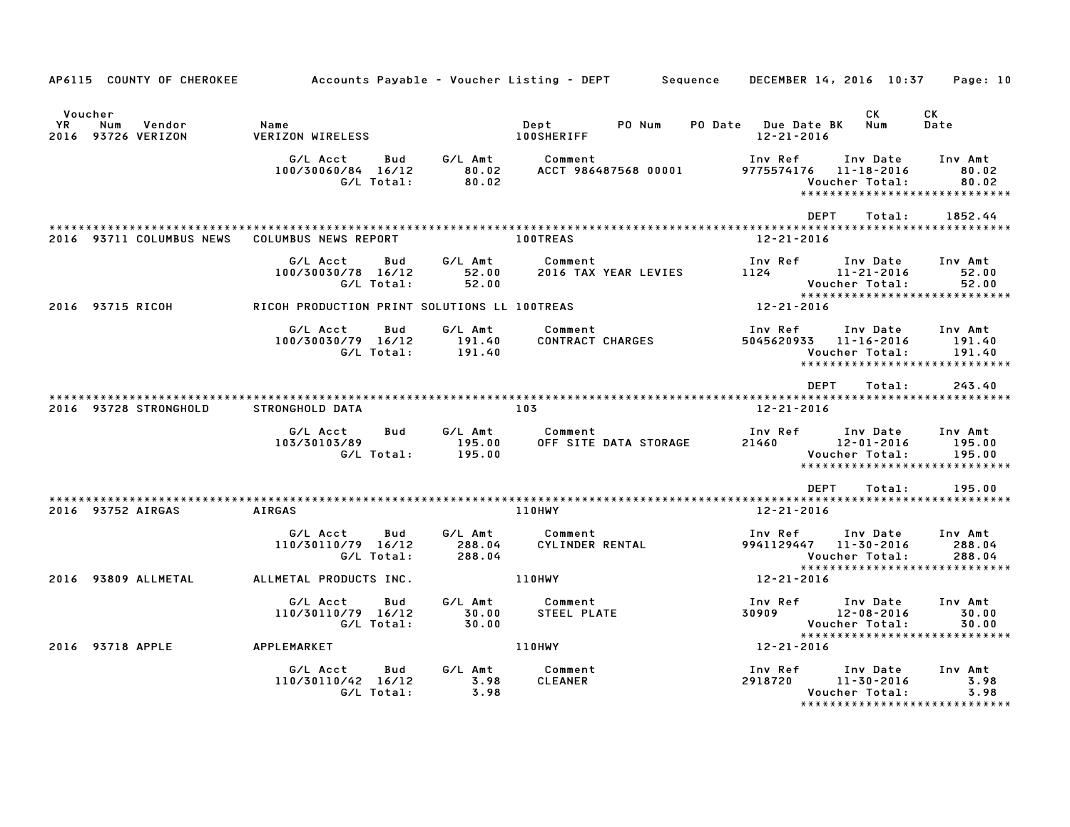AP6115 COUNTY OF CHEROKEE — Accounts Payable - Voucher Listing - DEPT — Sequence — DECEMBER 14, 2016 10:37

| Voucher YR | Num | Vendor | Name | Dept | PO Num | PO Date | Due Date BK | CK Num | CK Date |
|---|---|---|---|---|---|---|---|---|---|
| 2016 | 93726 | VERIZON | VERIZON WIRELESS | 100SHERIFF | | | 12-21-2016 | | |

| G/L Acct | Bud | G/L Amt | Comment | Inv Ref | Inv Date | Inv Amt |
|---|---|---|---|---|---|---|
| 100/30060/84 | 16/12 | 80.02 | ACCT 986487568 00001 | 9775574176 | 11-18-2016 | 80.02 |
| | G/L Total: | 80.02 | | | Voucher Total: | 80.02 |

DEPT Total: 1852.44

| Voucher YR | Num | Vendor | Name | Dept | PO Num | PO Date | Due Date BK | CK Num | CK Date |
|---|---|---|---|---|---|---|---|---|---|
| 2016 | 93711 | COLUMBUS NEWS | COLUMBUS NEWS REPORT | 100TREAS | | | 12-21-2016 | | |

| G/L Acct | Bud | G/L Amt | Comment | Inv Ref | Inv Date | Inv Amt |
|---|---|---|---|---|---|---|
| 100/30030/78 | 16/12 | 52.00 | 2016 TAX YEAR LEVIES | 1124 | 11-21-2016 | 52.00 |
| | G/L Total: | 52.00 | | | Voucher Total: | 52.00 |

| Voucher YR | Num | Vendor | Name | Dept | PO Num | PO Date | Due Date BK | CK Num | CK Date |
|---|---|---|---|---|---|---|---|---|---|
| 2016 | 93715 | RICOH | RICOH PRODUCTION PRINT SOLUTIONS LL | 100TREAS | | | 12-21-2016 | | |

| G/L Acct | Bud | G/L Amt | Comment | Inv Ref | Inv Date | Inv Amt |
|---|---|---|---|---|---|---|
| 100/30030/79 | 16/12 | 191.40 | CONTRACT CHARGES | 5045620933 | 11-16-2016 | 191.40 |
| | G/L Total: | 191.40 | | | Voucher Total: | 191.40 |

DEPT Total: 243.40

| Voucher YR | Num | Vendor | Name | Dept | PO Num | PO Date | Due Date BK | CK Num | CK Date |
|---|---|---|---|---|---|---|---|---|---|
| 2016 | 93728 | STRONGHOLD | STRONGHOLD DATA | 103 | | | 12-21-2016 | | |

| G/L Acct | Bud | G/L Amt | Comment | Inv Ref | Inv Date | Inv Amt |
|---|---|---|---|---|---|---|
| 103/30103/89 | | 195.00 | OFF SITE DATA STORAGE | 21460 | 12-01-2016 | 195.00 |
| | G/L Total: | 195.00 | | | Voucher Total: | 195.00 |

DEPT Total: 195.00

| Voucher YR | Num | Vendor | Name | Dept | PO Num | PO Date | Due Date BK | CK Num | CK Date |
|---|---|---|---|---|---|---|---|---|---|
| 2016 | 93752 | AIRGAS | AIRGAS | 110HWY | | | 12-21-2016 | | |

| G/L Acct | Bud | G/L Amt | Comment | Inv Ref | Inv Date | Inv Amt |
|---|---|---|---|---|---|---|
| 110/30110/79 | 16/12 | 288.04 | CYLINDER RENTAL | 9941129447 | 11-30-2016 | 288.04 |
| | G/L Total: | 288.04 | | | Voucher Total: | 288.04 |

| Voucher YR | Num | Vendor | Name | Dept | PO Num | PO Date | Due Date BK | CK Num | CK Date |
|---|---|---|---|---|---|---|---|---|---|
| 2016 | 93809 | ALLMETAL | ALLMETAL PRODUCTS INC. | 110HWY | | | 12-21-2016 | | |

| G/L Acct | Bud | G/L Amt | Comment | Inv Ref | Inv Date | Inv Amt |
|---|---|---|---|---|---|---|
| 110/30110/79 | 16/12 | 30.00 | STEEL PLATE | 30909 | 12-08-2016 | 30.00 |
| | G/L Total: | 30.00 | | | Voucher Total: | 30.00 |

| Voucher YR | Num | Vendor | Name | Dept | PO Num | PO Date | Due Date BK | CK Num | CK Date |
|---|---|---|---|---|---|---|---|---|---|
| 2016 | 93718 | APPLE | APPLEMARKET | 110HWY | | | 12-21-2016 | | |

| G/L Acct | Bud | G/L Amt | Comment | Inv Ref | Inv Date | Inv Amt |
|---|---|---|---|---|---|---|
| 110/30110/42 | 16/12 | 3.98 | CLEANER | 2918720 | 11-30-2016 | 3.98 |
| | G/L Total: | 3.98 | | | Voucher Total: | 3.98 |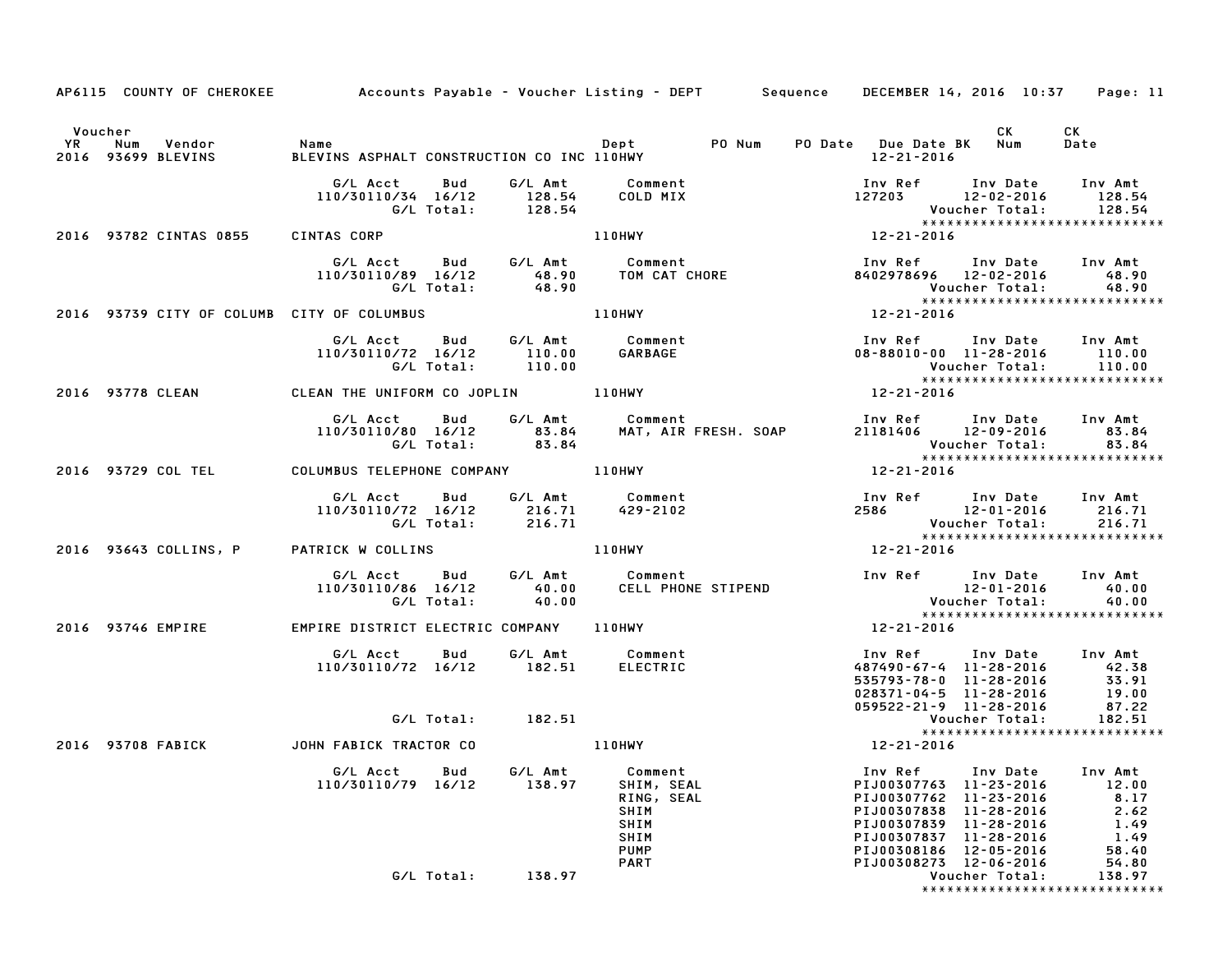AP6115 COUNTY OF CHEROKEE — Accounts Payable - Voucher Listing - DEPT — Sequence — DECEMBER 14, 2016 10:37

| Voucher YR | Num | Vendor | Name | Dept | PO Num | PO Date | Due Date BK | CK Num | CK Date |
|---|---|---|---|---|---|---|---|---|---|
| 2016 | 93699 | BLEVINS | BLEVINS ASPHALT CONSTRUCTION CO INC | 110HWY | | | 12-21-2016 | | |

| G/L Acct | Bud | G/L Amt | Comment | Inv Ref | Inv Date | Inv Amt |
|---|---|---|---|---|---|---|
| 110/30110/34 | 16/12 | 128.54 | COLD MIX | 127203 | 12-02-2016 | 128.54 |
| | G/L Total: | 128.54 | | | Voucher Total: | 128.54 |

*****************************

| Voucher YR | Num | Vendor | Name | Dept | PO Num | PO Date | Due Date BK | CK Num | CK Date |
|---|---|---|---|---|---|---|---|---|---|
| 2016 | 93782 | CINTAS 0855 | CINTAS CORP | 110HWY | | | 12-21-2016 | | |

| G/L Acct | Bud | G/L Amt | Comment | Inv Ref | Inv Date | Inv Amt |
|---|---|---|---|---|---|---|
| 110/30110/89 | 16/12 | 48.90 | TOM CAT CHORE | 8402978696 | 12-02-2016 | 48.90 |
| | G/L Total: | 48.90 | | | Voucher Total: | 48.90 |

*****************************

| Voucher YR | Num | Vendor | Name | Dept | PO Num | PO Date | Due Date BK | CK Num | CK Date |
|---|---|---|---|---|---|---|---|---|---|
| 2016 | 93739 | CITY OF COLUMB | CITY OF COLUMBUS | 110HWY | | | 12-21-2016 | | |

| G/L Acct | Bud | G/L Amt | Comment | Inv Ref | Inv Date | Inv Amt |
|---|---|---|---|---|---|---|
| 110/30110/72 | 16/12 | 110.00 | GARBAGE | 08-88010-00 | 11-28-2016 | 110.00 |
| | G/L Total: | 110.00 | | | Voucher Total: | 110.00 |

*****************************

| Voucher YR | Num | Vendor | Name | Dept | PO Num | PO Date | Due Date BK | CK Num | CK Date |
|---|---|---|---|---|---|---|---|---|---|
| 2016 | 93778 | CLEAN | CLEAN THE UNIFORM CO JOPLIN | 110HWY | | | 12-21-2016 | | |

| G/L Acct | Bud | G/L Amt | Comment | Inv Ref | Inv Date | Inv Amt |
|---|---|---|---|---|---|---|
| 110/30110/80 | 16/12 | 83.84 | MAT, AIR FRESH. SOAP | 21181406 | 12-09-2016 | 83.84 |
| | G/L Total: | 83.84 | | | Voucher Total: | 83.84 |

*****************************

| Voucher YR | Num | Vendor | Name | Dept | PO Num | PO Date | Due Date BK | CK Num | CK Date |
|---|---|---|---|---|---|---|---|---|---|
| 2016 | 93729 | COL TEL | COLUMBUS TELEPHONE COMPANY | 110HWY | | | 12-21-2016 | | |

| G/L Acct | Bud | G/L Amt | Comment | Inv Ref | Inv Date | Inv Amt |
|---|---|---|---|---|---|---|
| 110/30110/72 | 16/12 | 216.71 | 429-2102 | 2586 | 12-01-2016 | 216.71 |
| | G/L Total: | 216.71 | | | Voucher Total: | 216.71 |

*****************************

| Voucher YR | Num | Vendor | Name | Dept | PO Num | PO Date | Due Date BK | CK Num | CK Date |
|---|---|---|---|---|---|---|---|---|---|
| 2016 | 93643 | COLLINS, P | PATRICK W COLLINS | 110HWY | | | 12-21-2016 | | |

| G/L Acct | Bud | G/L Amt | Comment | Inv Ref | Inv Date | Inv Amt |
|---|---|---|---|---|---|---|
| 110/30110/86 | 16/12 | 40.00 | CELL PHONE STIPEND | | 12-01-2016 | 40.00 |
| | G/L Total: | 40.00 | | | Voucher Total: | 40.00 |

*****************************

| Voucher YR | Num | Vendor | Name | Dept | PO Num | PO Date | Due Date BK | CK Num | CK Date |
|---|---|---|---|---|---|---|---|---|---|
| 2016 | 93746 | EMPIRE | EMPIRE DISTRICT ELECTRIC COMPANY | 110HWY | | | 12-21-2016 | | |

| G/L Acct | Bud | G/L Amt | Comment | Inv Ref | Inv Date | Inv Amt |
|---|---|---|---|---|---|---|
| 110/30110/72 | 16/12 | 182.51 | ELECTRIC | 487490-67-4 | 11-28-2016 | 42.38 |
| | | | | 535793-78-0 | 11-28-2016 | 33.91 |
| | | | | 028371-04-5 | 11-28-2016 | 19.00 |
| | | | | 059522-21-9 | 11-28-2016 | 87.22 |
| | G/L Total: | 182.51 | | | Voucher Total: | 182.51 |

*****************************

| Voucher YR | Num | Vendor | Name | Dept | PO Num | PO Date | Due Date BK | CK Num | CK Date |
|---|---|---|---|---|---|---|---|---|---|
| 2016 | 93708 | FABICK | JOHN FABICK TRACTOR CO | 110HWY | | | 12-21-2016 | | |

| G/L Acct | Bud | G/L Amt | Comment | Inv Ref | Inv Date | Inv Amt |
|---|---|---|---|---|---|---|
| 110/30110/79 | 16/12 | 138.97 | SHIM, SEAL | PIJ00307763 | 11-23-2016 | 12.00 |
| | | | RING, SEAL | PIJ00307762 | 11-23-2016 | 8.17 |
| | | | SHIM | PIJ00307838 | 11-28-2016 | 2.62 |
| | | | SHIM | PIJ00307839 | 11-28-2016 | 1.49 |
| | | | SHIM | PIJ00307837 | 11-28-2016 | 1.49 |
| | | | PUMP | PIJ00308186 | 12-05-2016 | 58.40 |
| | | | PART | PIJ00308273 | 12-06-2016 | 54.80 |
| | G/L Total: | 138.97 | | | Voucher Total: | 138.97 |

*****************************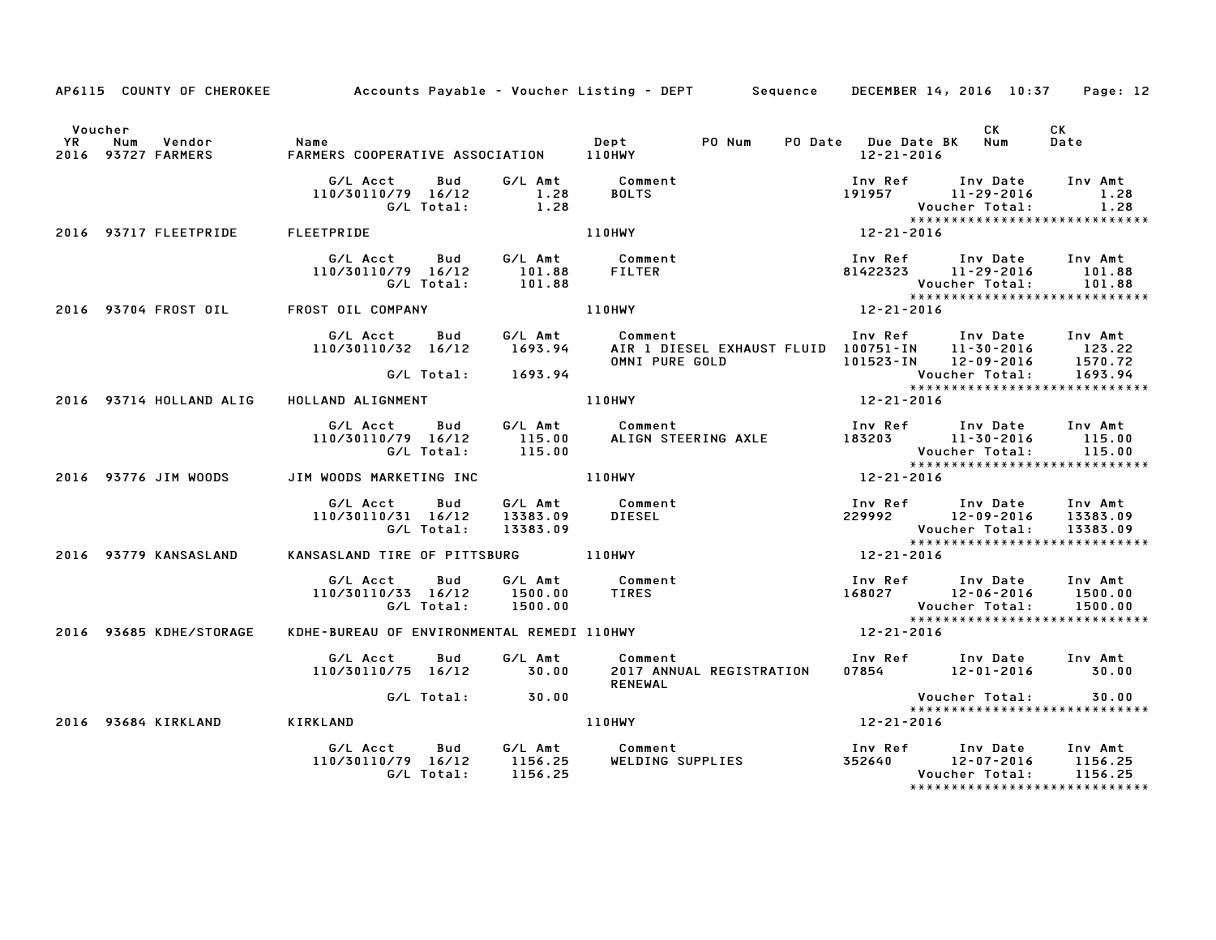AP6115 COUNTY OF CHEROKEE Accounts Payable - Voucher Listing - DEPT Sequence DECEMBER 14, 2016 10:37 Page: 12

| Voucher YR | Num | Vendor | Name | Dept | PO Num | PO Date | Due Date BK | CK Num | CK Date |
|---|---|---|---|---|---|---|---|---|---|
| 2016 | 93727 | FARMERS | FARMERS COOPERATIVE ASSOCIATION | 110HWY | | | 12-21-2016 | | |

| G/L Acct | Bud | G/L Amt | Comment | Inv Ref | Inv Date | Inv Amt |
|---|---|---|---|---|---|---|
| 110/30110/79 | 16/12 | 1.28 | BOLTS | 191957 | 11-29-2016 | 1.28 |
| | G/L Total: | 1.28 | | | Voucher Total: | 1.28 |

******************************

| Voucher YR | Num | Vendor | Name | Dept | Due Date BK |
|---|---|---|---|---|---|
| 2016 | 93717 | FLEETPRIDE | FLEETPRIDE | 110HWY | 12-21-2016 |

| G/L Acct | Bud | G/L Amt | Comment | Inv Ref | Inv Date | Inv Amt |
|---|---|---|---|---|---|---|
| 110/30110/79 | 16/12 | 101.88 | FILTER | 81422323 | 11-29-2016 | 101.88 |
| | G/L Total: | 101.88 | | | Voucher Total: | 101.88 |

******************************

| Voucher YR | Num | Vendor | Name | Dept | Due Date BK |
|---|---|---|---|---|---|
| 2016 | 93704 | FROST OIL | FROST OIL COMPANY | 110HWY | 12-21-2016 |

| G/L Acct | Bud | G/L Amt | Comment | Inv Ref | Inv Date | Inv Amt |
|---|---|---|---|---|---|---|
| 110/30110/32 | 16/12 | 1693.94 | AIR 1 DIESEL EXHAUST FLUID | 100751-IN | 11-30-2016 | 123.22 |
| | | | OMNI PURE GOLD | 101523-IN | 12-09-2016 | 1570.72 |
| | G/L Total: | 1693.94 | | | Voucher Total: | 1693.94 |

******************************

| Voucher YR | Num | Vendor | Name | Dept | Due Date BK |
|---|---|---|---|---|---|
| 2016 | 93714 | HOLLAND ALIG | HOLLAND ALIGNMENT | 110HWY | 12-21-2016 |

| G/L Acct | Bud | G/L Amt | Comment | Inv Ref | Inv Date | Inv Amt |
|---|---|---|---|---|---|---|
| 110/30110/79 | 16/12 | 115.00 | ALIGN STEERING AXLE | 183203 | 11-30-2016 | 115.00 |
| | G/L Total: | 115.00 | | | Voucher Total: | 115.00 |

******************************

| Voucher YR | Num | Vendor | Name | Dept | Due Date BK |
|---|---|---|---|---|---|
| 2016 | 93776 | JIM WOODS | JIM WOODS MARKETING INC | 110HWY | 12-21-2016 |

| G/L Acct | Bud | G/L Amt | Comment | Inv Ref | Inv Date | Inv Amt |
|---|---|---|---|---|---|---|
| 110/30110/31 | 16/12 | 13383.09 | DIESEL | 229992 | 12-09-2016 | 13383.09 |
| | G/L Total: | 13383.09 | | | Voucher Total: | 13383.09 |

******************************

| Voucher YR | Num | Vendor | Name | Dept | Due Date BK |
|---|---|---|---|---|---|
| 2016 | 93779 | KANSASLAND | KANSASLAND TIRE OF PITTSBURG | 110HWY | 12-21-2016 |

| G/L Acct | Bud | G/L Amt | Comment | Inv Ref | Inv Date | Inv Amt |
|---|---|---|---|---|---|---|
| 110/30110/33 | 16/12 | 1500.00 | TIRES | 168027 | 12-06-2016 | 1500.00 |
| | G/L Total: | 1500.00 | | | Voucher Total: | 1500.00 |

******************************

| Voucher YR | Num | Vendor | Name | Dept | Due Date BK |
|---|---|---|---|---|---|
| 2016 | 93685 | KDHE/STORAGE | KDHE-BUREAU OF ENVIRONMENTAL REMEDI | 110HWY | 12-21-2016 |

| G/L Acct | Bud | G/L Amt | Comment | Inv Ref | Inv Date | Inv Amt |
|---|---|---|---|---|---|---|
| 110/30110/75 | 16/12 | 30.00 | 2017 ANNUAL REGISTRATION RENEWAL | 07854 | 12-01-2016 | 30.00 |
| | G/L Total: | 30.00 | | | Voucher Total: | 30.00 |

******************************

| Voucher YR | Num | Vendor | Name | Dept | Due Date BK |
|---|---|---|---|---|---|
| 2016 | 93684 | KIRKLAND | KIRKLAND | 110HWY | 12-21-2016 |

| G/L Acct | Bud | G/L Amt | Comment | Inv Ref | Inv Date | Inv Amt |
|---|---|---|---|---|---|---|
| 110/30110/79 | 16/12 | 1156.25 | WELDING SUPPLIES | 352640 | 12-07-2016 | 1156.25 |
| | G/L Total: | 1156.25 | | | Voucher Total: | 1156.25 |

******************************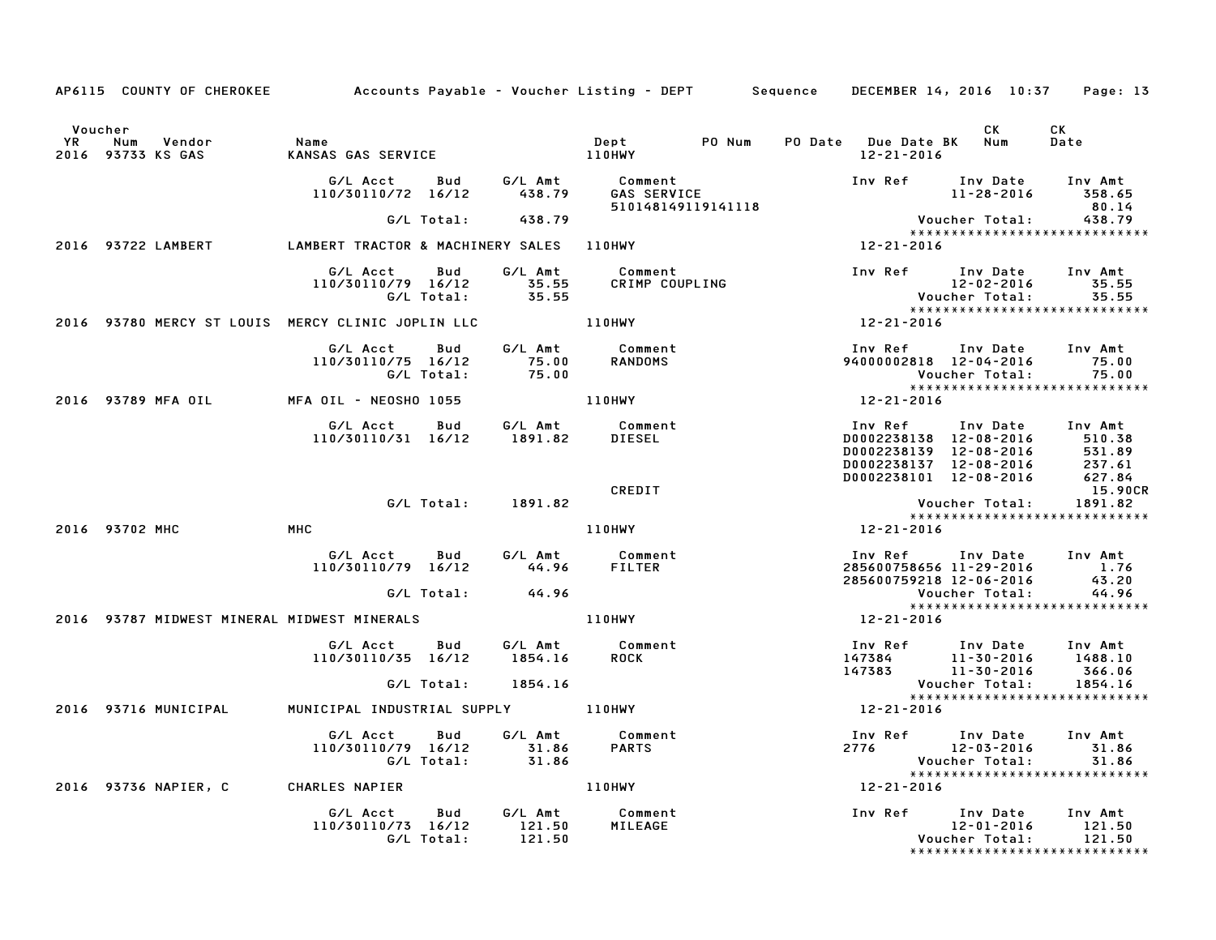AP6115 COUNTY OF CHEROKEE — Accounts Payable - Voucher Listing - DEPT — Sequence — DECEMBER 14, 2016 10:37

| Voucher YR | Num | Vendor | Name | Dept | PO Num | PO Date | Due Date BK | CK Num | CK Date |
|---|---|---|---|---|---|---|---|---|---|
| 2016 | 93733 | KS GAS | KANSAS GAS SERVICE | 110HWY | | | 12-21-2016 | | |

| G/L Acct | Bud | G/L Amt | Comment | Inv Ref | Inv Date | Inv Amt |
|---|---|---|---|---|---|---|
| 110/30110/72 | 16/12 | 438.79 | GAS SERVICE | | 11-28-2016 | 358.65 |
| | | | 510148149119141118 | | | 80.14 |
| | G/L Total: | 438.79 | | | Voucher Total: | 438.79 |

****************************

| Voucher YR | Num | Vendor | Name | Dept | Due Date |
|---|---|---|---|---|---|
| 2016 | 93722 | LAMBERT | LAMBERT TRACTOR & MACHINERY SALES | 110HWY | 12-21-2016 |

| G/L Acct | Bud | G/L Amt | Comment | Inv Ref | Inv Date | Inv Amt |
|---|---|---|---|---|---|---|
| 110/30110/79 | 16/12 | 35.55 | CRIMP COUPLING | | 12-02-2016 | 35.55 |
| | G/L Total: | 35.55 | | | Voucher Total: | 35.55 |

****************************

| Voucher YR | Num | Vendor | Name | Dept | Due Date |
|---|---|---|---|---|---|
| 2016 | 93780 | MERCY ST LOUIS | MERCY CLINIC JOPLIN LLC | 110HWY | 12-21-2016 |

| G/L Acct | Bud | G/L Amt | Comment | Inv Ref | Inv Date | Inv Amt |
|---|---|---|---|---|---|---|
| 110/30110/75 | 16/12 | 75.00 | RANDOMS | 94000002818 | 12-04-2016 | 75.00 |
| | G/L Total: | 75.00 | | | Voucher Total: | 75.00 |

****************************

| Voucher YR | Num | Vendor | Name | Dept | Due Date |
|---|---|---|---|---|---|
| 2016 | 93789 | MFA OIL | MFA OIL - NEOSHO 1055 | 110HWY | 12-21-2016 |

| G/L Acct | Bud | G/L Amt | Comment | Inv Ref | Inv Date | Inv Amt |
|---|---|---|---|---|---|---|
| 110/30110/31 | 16/12 | 1891.82 | DIESEL | D0002238138 | 12-08-2016 | 510.38 |
| | | | | D0002238139 | 12-08-2016 | 531.89 |
| | | | | D0002238137 | 12-08-2016 | 237.61 |
| | | | | D0002238101 | 12-08-2016 | 627.84 |
| | | | CREDIT | | | 15.90CR |
| | G/L Total: | 1891.82 | | | Voucher Total: | 1891.82 |

****************************

| Voucher YR | Num | Vendor | Name | Dept | Due Date |
|---|---|---|---|---|---|
| 2016 | 93702 | MHC | MHC | 110HWY | 12-21-2016 |

| G/L Acct | Bud | G/L Amt | Comment | Inv Ref | Inv Date | Inv Amt |
|---|---|---|---|---|---|---|
| 110/30110/79 | 16/12 | 44.96 | FILTER | 285600758656 | 11-29-2016 | 1.76 |
| | | | | 285600759218 | 12-06-2016 | 43.20 |
| | G/L Total: | 44.96 | | | Voucher Total: | 44.96 |

****************************

| Voucher YR | Num | Vendor | Name | Dept | Due Date |
|---|---|---|---|---|---|
| 2016 | 93787 | MIDWEST MINERAL | MIDWEST MINERALS | 110HWY | 12-21-2016 |

| G/L Acct | Bud | G/L Amt | Comment | Inv Ref | Inv Date | Inv Amt |
|---|---|---|---|---|---|---|
| 110/30110/35 | 16/12 | 1854.16 | ROCK | 147384 | 11-30-2016 | 1488.10 |
| | | | | 147383 | 11-30-2016 | 366.06 |
| | G/L Total: | 1854.16 | | | Voucher Total: | 1854.16 |

****************************

| Voucher YR | Num | Vendor | Name | Dept | Due Date |
|---|---|---|---|---|---|
| 2016 | 93716 | MUNICIPAL | MUNICIPAL INDUSTRIAL SUPPLY | 110HWY | 12-21-2016 |

| G/L Acct | Bud | G/L Amt | Comment | Inv Ref | Inv Date | Inv Amt |
|---|---|---|---|---|---|---|
| 110/30110/79 | 16/12 | 31.86 | PARTS | 2776 | 12-03-2016 | 31.86 |
| | G/L Total: | 31.86 | | | Voucher Total: | 31.86 |

****************************

| Voucher YR | Num | Vendor | Name | Dept | Due Date |
|---|---|---|---|---|---|
| 2016 | 93736 | NAPIER, C | CHARLES NAPIER | 110HWY | 12-21-2016 |

| G/L Acct | Bud | G/L Amt | Comment | Inv Ref | Inv Date | Inv Amt |
|---|---|---|---|---|---|---|
| 110/30110/73 | 16/12 | 121.50 | MILEAGE | | 12-01-2016 | 121.50 |
| | G/L Total: | 121.50 | | | Voucher Total: | 121.50 |

****************************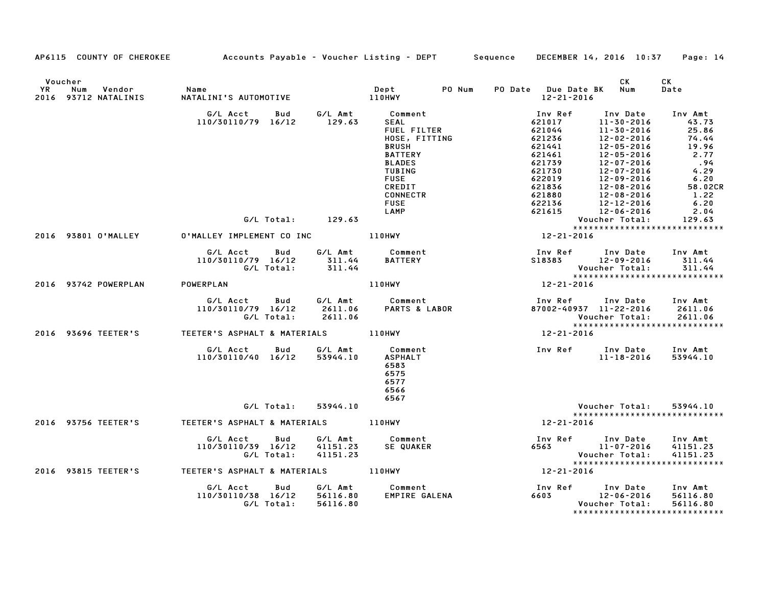AP6115 COUNTY OF CHEROKEE Accounts Payable - Voucher Listing - DEPT Sequence DECEMBER 14, 2016 10:37

| Voucher YR | Num | Vendor | Name | Dept | PO Num | PO Date | Due Date BK | CK Num | CK Date |
|---|---|---|---|---|---|---|---|---|---|
| 2016 | 93712 | NATALINIS | NATALINI'S AUTOMOTIVE | 110HWY | | | 12-21-2016 | | |

| G/L Acct | Bud | G/L Amt | Comment | Inv Ref | Inv Date | Inv Amt |
|---|---|---|---|---|---|---|
| 110/30110/79 | 16/12 | 129.63 | SEAL | 621017 | 11-30-2016 | 43.73 |
| | | | FUEL FILTER | 621044 | 11-30-2016 | 25.86 |
| | | | HOSE, FITTING | 621236 | 12-02-2016 | 74.44 |
| | | | BRUSH | 621441 | 12-05-2016 | 19.96 |
| | | | BATTERY | 621461 | 12-05-2016 | 2.77 |
| | | | BLADES | 621739 | 12-07-2016 | .94 |
| | | | TUBING | 621730 | 12-07-2016 | 4.29 |
| | | | FUSE | 622019 | 12-09-2016 | 6.20 |
| | | | CREDIT | 621836 | 12-08-2016 | 58.02CR |
| | | | CONNECTR | 621880 | 12-08-2016 | 1.22 |
| | | | FUSE | 622136 | 12-12-2016 | 6.20 |
| | | | LAMP | 621615 | 12-06-2016 | 2.04 |
| | G/L Total: | 129.63 | | | Voucher Total: | 129.63 |

*****************************

| Voucher YR | Num | Vendor | Name | Dept | Due Date |
|---|---|---|---|---|---|
| 2016 | 93801 | O'MALLEY | O'MALLEY IMPLEMENT CO INC | 110HWY | 12-21-2016 |

| G/L Acct | Bud | G/L Amt | Comment | Inv Ref | Inv Date | Inv Amt |
|---|---|---|---|---|---|---|
| 110/30110/79 | 16/12 | 311.44 | BATTERY | S18383 | 12-09-2016 | 311.44 |
| | G/L Total: | 311.44 | | | Voucher Total: | 311.44 |

*****************************

| Voucher YR | Num | Vendor | Name | Dept | Due Date |
|---|---|---|---|---|---|
| 2016 | 93742 | POWERPLAN | POWERPLAN | 110HWY | 12-21-2016 |

| G/L Acct | Bud | G/L Amt | Comment | Inv Ref | Inv Date | Inv Amt |
|---|---|---|---|---|---|---|
| 110/30110/79 | 16/12 | 2611.06 | PARTS & LABOR | 87002-40937 | 11-22-2016 | 2611.06 |
| | G/L Total: | 2611.06 | | | Voucher Total: | 2611.06 |

*****************************

| Voucher YR | Num | Vendor | Name | Dept | Due Date |
|---|---|---|---|---|---|
| 2016 | 93696 | TEETER'S | TEETER'S ASPHALT & MATERIALS | 110HWY | 12-21-2016 |

| G/L Acct | Bud | G/L Amt | Comment | Inv Ref | Inv Date | Inv Amt |
|---|---|---|---|---|---|---|
| 110/30110/40 | 16/12 | 53944.10 | ASPHALT | | 11-18-2016 | 53944.10 |
| | | | 6583 | | | |
| | | | 6575 | | | |
| | | | 6577 | | | |
| | | | 6566 | | | |
| | | | 6567 | | | |
| | G/L Total: | 53944.10 | | | Voucher Total: | 53944.10 |

*****************************

| Voucher YR | Num | Vendor | Name | Dept | Due Date |
|---|---|---|---|---|---|
| 2016 | 93756 | TEETER'S | TEETER'S ASPHALT & MATERIALS | 110HWY | 12-21-2016 |

| G/L Acct | Bud | G/L Amt | Comment | Inv Ref | Inv Date | Inv Amt |
|---|---|---|---|---|---|---|
| 110/30110/39 | 16/12 | 41151.23 | SE QUAKER | 6563 | 11-07-2016 | 41151.23 |
| | G/L Total: | 41151.23 | | | Voucher Total: | 41151.23 |

*****************************

| Voucher YR | Num | Vendor | Name | Dept | Due Date |
|---|---|---|---|---|---|
| 2016 | 93815 | TEETER'S | TEETER'S ASPHALT & MATERIALS | 110HWY | 12-21-2016 |

| G/L Acct | Bud | G/L Amt | Comment | Inv Ref | Inv Date | Inv Amt |
|---|---|---|---|---|---|---|
| 110/30110/38 | 16/12 | 56116.80 | EMPIRE GALENA | 6603 | 12-06-2016 | 56116.80 |
| | G/L Total: | 56116.80 | | | Voucher Total: | 56116.80 |

*****************************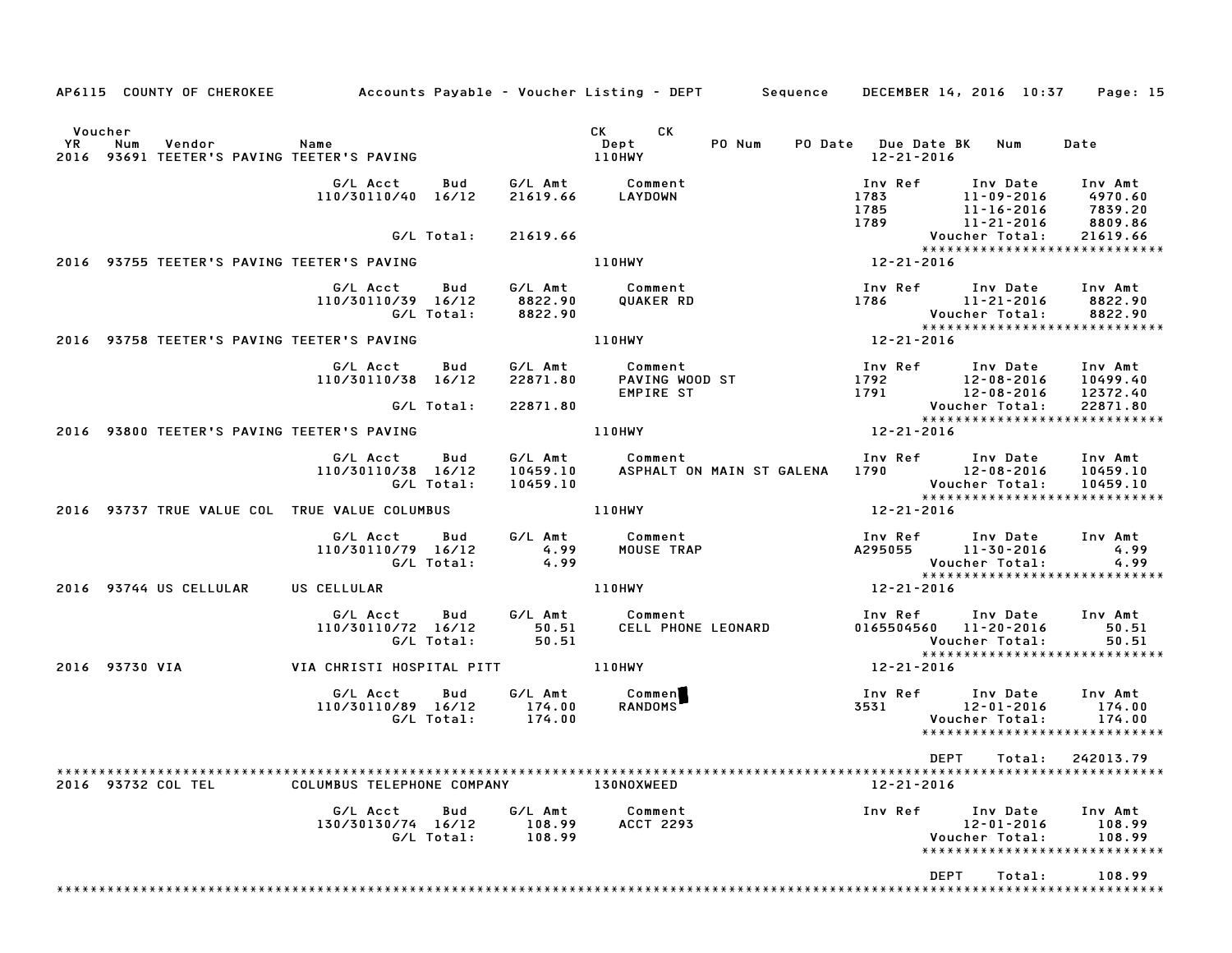AP6115 COUNTY OF CHEROKEE — Accounts Payable - Voucher Listing - DEPT — Sequence — DECEMBER 14, 2016 10:37

| Voucher YR | Num | Vendor | Name | CK Dept | CK | PO Num | PO Date | Due Date BK | Num | Date |
|---|---|---|---|---|---|---|---|---|---|---|
| 2016 | 93691 | TEETER'S PAVING | TEETER'S PAVING | 110HWY | | | | 12-21-2016 | | |

| G/L Acct | Bud | G/L Amt | Comment | Inv Ref | Inv Date | Inv Amt |
|---|---|---|---|---|---|---|
| 110/30110/40 | 16/12 | 21619.66 | LAYDOWN | 1783 | 11-09-2016 | 4970.60 |
| | | | | 1785 | 11-16-2016 | 7839.20 |
| | | | | 1789 | 11-21-2016 | 8809.86 |
| | G/L Total: | 21619.66 | | | Voucher Total: | 21619.66 |

| Voucher YR | Num | Vendor | Name | CK Dept | Due Date |
|---|---|---|---|---|---|
| 2016 | 93755 | TEETER'S PAVING | TEETER'S PAVING | 110HWY | 12-21-2016 |

| G/L Acct | Bud | G/L Amt | Comment | Inv Ref | Inv Date | Inv Amt |
|---|---|---|---|---|---|---|
| 110/30110/39 | 16/12 | 8822.90 | QUAKER RD | 1786 | 11-21-2016 | 8822.90 |
| | G/L Total: | 8822.90 | | | Voucher Total: | 8822.90 |

| Voucher YR | Num | Vendor | Name | CK Dept | Due Date |
|---|---|---|---|---|---|
| 2016 | 93758 | TEETER'S PAVING | TEETER'S PAVING | 110HWY | 12-21-2016 |

| G/L Acct | Bud | G/L Amt | Comment | Inv Ref | Inv Date | Inv Amt |
|---|---|---|---|---|---|---|
| 110/30110/38 | 16/12 | 22871.80 | PAVING WOOD ST | 1792 | 12-08-2016 | 10499.40 |
| | | | EMPIRE ST | 1791 | 12-08-2016 | 12372.40 |
| | G/L Total: | 22871.80 | | | Voucher Total: | 22871.80 |

| Voucher YR | Num | Vendor | Name | CK Dept | Due Date |
|---|---|---|---|---|---|
| 2016 | 93800 | TEETER'S PAVING | TEETER'S PAVING | 110HWY | 12-21-2016 |

| G/L Acct | Bud | G/L Amt | Comment | Inv Ref | Inv Date | Inv Amt |
|---|---|---|---|---|---|---|
| 110/30110/38 | 16/12 | 10459.10 | ASPHALT ON MAIN ST GALENA | 1790 | 12-08-2016 | 10459.10 |
| | G/L Total: | 10459.10 | | | Voucher Total: | 10459.10 |

| Voucher YR | Num | Vendor | Name | CK Dept | Due Date |
|---|---|---|---|---|---|
| 2016 | 93737 | TRUE VALUE COL | TRUE VALUE COLUMBUS | 110HWY | 12-21-2016 |

| G/L Acct | Bud | G/L Amt | Comment | Inv Ref | Inv Date | Inv Amt |
|---|---|---|---|---|---|---|
| 110/30110/79 | 16/12 | 4.99 | MOUSE TRAP | A295055 | 11-30-2016 | 4.99 |
| | G/L Total: | 4.99 | | | Voucher Total: | 4.99 |

| Voucher YR | Num | Vendor | Name | CK Dept | Due Date |
|---|---|---|---|---|---|
| 2016 | 93744 | US CELLULAR | US CELLULAR | 110HWY | 12-21-2016 |

| G/L Acct | Bud | G/L Amt | Comment | Inv Ref | Inv Date | Inv Amt |
|---|---|---|---|---|---|---|
| 110/30110/72 | 16/12 | 50.51 | CELL PHONE LEONARD | 0165504560 | 11-20-2016 | 50.51 |
| | G/L Total: | 50.51 | | | Voucher Total: | 50.51 |

| Voucher YR | Num | Vendor | Name | CK Dept | Due Date |
|---|---|---|---|---|---|
| 2016 | 93730 | VIA | VIA CHRISTI HOSPITAL PITT | 110HWY | 12-21-2016 |

| G/L Acct | Bud | G/L Amt | Comment | Inv Ref | Inv Date | Inv Amt |
|---|---|---|---|---|---|---|
| 110/30110/89 | 16/12 | 174.00 | RANDOMS | 3531 | 12-01-2016 | 174.00 |
| | G/L Total: | 174.00 | | | Voucher Total: | 174.00 |

DEPT Total: 242013.79

| Voucher YR | Num | Vendor | Name | CK Dept | Due Date |
|---|---|---|---|---|---|
| 2016 | 93732 | COL TEL | COLUMBUS TELEPHONE COMPANY | 130NOXWEED | 12-21-2016 |

| G/L Acct | Bud | G/L Amt | Comment | Inv Ref | Inv Date | Inv Amt |
|---|---|---|---|---|---|---|
| 130/30130/74 | 16/12 | 108.99 | ACCT 2293 | | 12-01-2016 | 108.99 |
| | G/L Total: | 108.99 | | | Voucher Total: | 108.99 |

DEPT Total: 108.99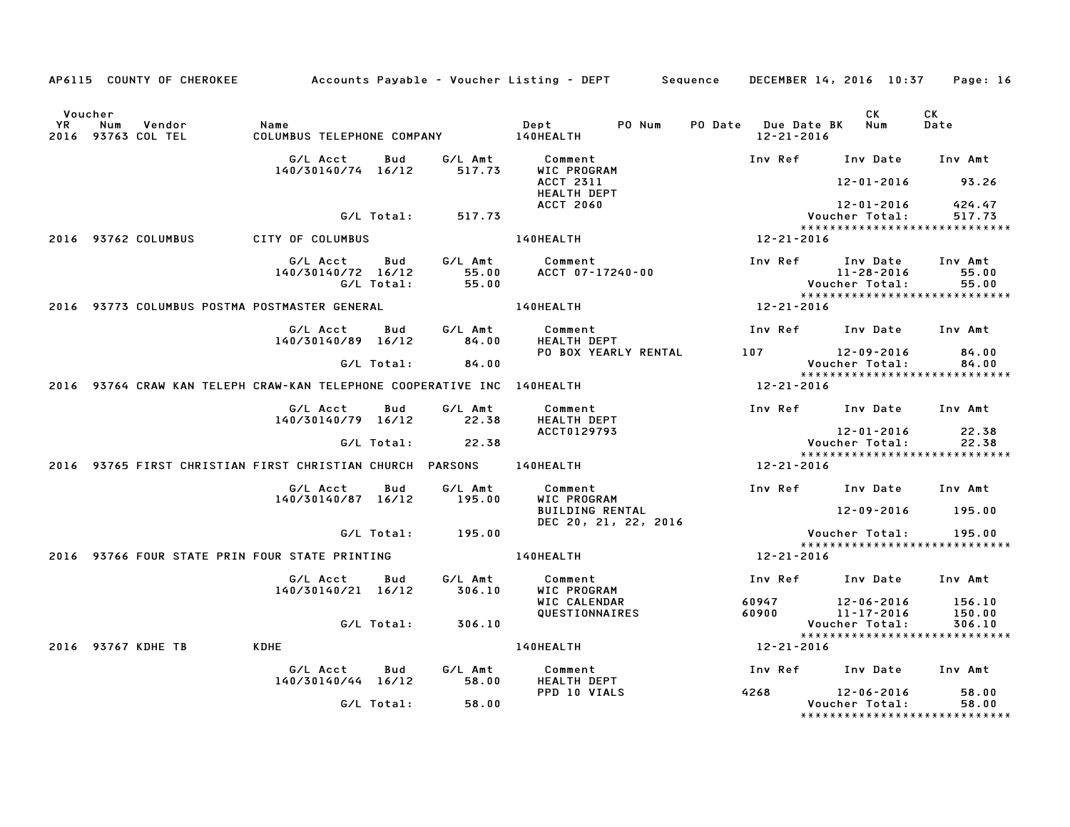AP6115 COUNTY OF CHEROKEE — Accounts Payable - Voucher Listing - DEPT — Sequence — DECEMBER 14, 2016 10:37

| Voucher YR | Num | Vendor | Name | Dept | PO Num | PO Date | Due Date BK | CK Num | CK Date |
|---|---|---|---|---|---|---|---|---|---|
| 2016 | 93763 | COL TEL | COLUMBUS TELEPHONE COMPANY | 140HEALTH | | | 12-21-2016 | | |

| G/L Acct | Bud | G/L Amt | Comment | Inv Ref | Inv Date | Inv Amt |
|---|---|---|---|---|---|---|
| 140/30140/74 | 16/12 | 517.73 | WIC PROGRAM | | | |
| | | | ACCT 2311 | | 12-01-2016 | 93.26 |
| | | | HEALTH DEPT | | | |
| | | | ACCT 2060 | | 12-01-2016 | 424.47 |
| | G/L Total: | 517.73 | | | Voucher Total: | 517.73 |

*****************************

| Voucher YR | Num | Vendor | Name | Dept | Due Date |
|---|---|---|---|---|---|
| 2016 | 93762 | COLUMBUS | CITY OF COLUMBUS | 140HEALTH | 12-21-2016 |

| G/L Acct | Bud | G/L Amt | Comment | Inv Ref | Inv Date | Inv Amt |
|---|---|---|---|---|---|---|
| 140/30140/72 | 16/12 | 55.00 | ACCT 07-17240-00 | | 11-28-2016 | 55.00 |
| | G/L Total: | 55.00 | | | Voucher Total: | 55.00 |

*****************************

| Voucher YR | Num | Vendor | Name | Dept | Due Date |
|---|---|---|---|---|---|
| 2016 | 93773 | COLUMBUS POSTMA | POSTMASTER GENERAL | 140HEALTH | 12-21-2016 |

| G/L Acct | Bud | G/L Amt | Comment | Inv Ref | Inv Date | Inv Amt |
|---|---|---|---|---|---|---|
| 140/30140/89 | 16/12 | 84.00 | HEALTH DEPT | | | |
| | | | PO BOX YEARLY RENTAL | 107 | 12-09-2016 | 84.00 |
| | G/L Total: | 84.00 | | | Voucher Total: | 84.00 |

*****************************

| Voucher YR | Num | Vendor | Name | Dept | Due Date |
|---|---|---|---|---|---|
| 2016 | 93764 | CRAW KAN TELEPH | CRAW-KAN TELEPHONE COOPERATIVE INC | 140HEALTH | 12-21-2016 |

| G/L Acct | Bud | G/L Amt | Comment | Inv Ref | Inv Date | Inv Amt |
|---|---|---|---|---|---|---|
| 140/30140/79 | 16/12 | 22.38 | HEALTH DEPT | | | |
| | | | ACCT0129793 | | 12-01-2016 | 22.38 |
| | G/L Total: | 22.38 | | | Voucher Total: | 22.38 |

*****************************

| Voucher YR | Num | Vendor | Name | Dept | Due Date |
|---|---|---|---|---|---|
| 2016 | 93765 | FIRST CHRISTIAN | FIRST CHRISTIAN CHURCH PARSONS | 140HEALTH | 12-21-2016 |

| G/L Acct | Bud | G/L Amt | Comment | Inv Ref | Inv Date | Inv Amt |
|---|---|---|---|---|---|---|
| 140/30140/87 | 16/12 | 195.00 | WIC PROGRAM | | | |
| | | | BUILDING RENTAL | | 12-09-2016 | 195.00 |
| | | | DEC 20, 21, 22, 2016 | | | |
| | G/L Total: | 195.00 | | | Voucher Total: | 195.00 |

*****************************

| Voucher YR | Num | Vendor | Name | Dept | Due Date |
|---|---|---|---|---|---|
| 2016 | 93766 | FOUR STATE PRIN | FOUR STATE PRINTING | 140HEALTH | 12-21-2016 |

| G/L Acct | Bud | G/L Amt | Comment | Inv Ref | Inv Date | Inv Amt |
|---|---|---|---|---|---|---|
| 140/30140/21 | 16/12 | 306.10 | WIC PROGRAM | | | |
| | | | WIC CALENDAR | 60947 | 12-06-2016 | 156.10 |
| | | | QUESTIONNAIRES | 60900 | 11-17-2016 | 150.00 |
| | G/L Total: | 306.10 | | | Voucher Total: | 306.10 |

*****************************

| Voucher YR | Num | Vendor | Name | Dept | Due Date |
|---|---|---|---|---|---|
| 2016 | 93767 | KDHE TB | KDHE | 140HEALTH | 12-21-2016 |

| G/L Acct | Bud | G/L Amt | Comment | Inv Ref | Inv Date | Inv Amt |
|---|---|---|---|---|---|---|
| 140/30140/44 | 16/12 | 58.00 | HEALTH DEPT | | | |
| | | | PPD 10 VIALS | 4268 | 12-06-2016 | 58.00 |
| | G/L Total: | 58.00 | | | Voucher Total: | 58.00 |

*****************************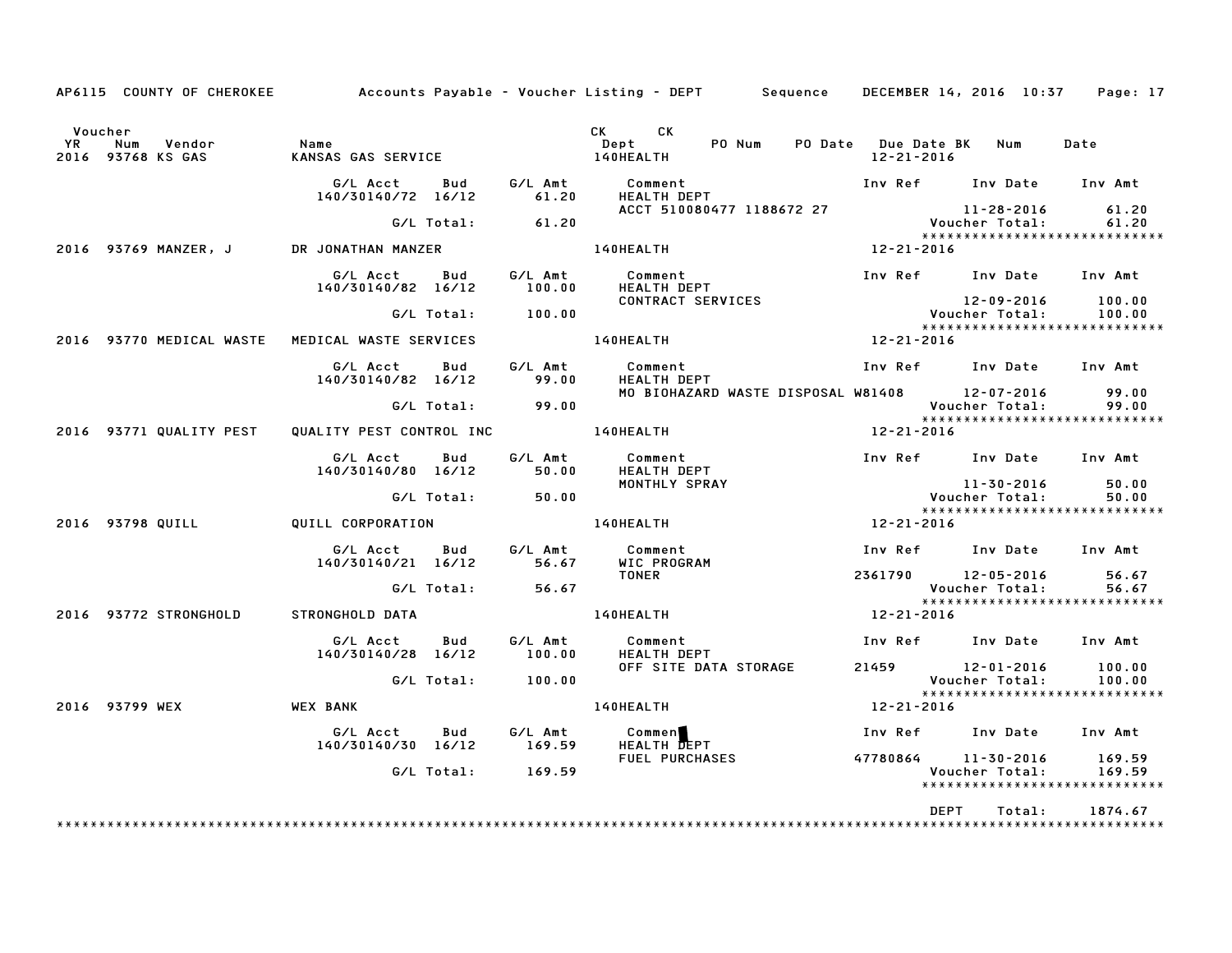AP6115 COUNTY OF CHEROKEE — Accounts Payable - Voucher Listing - DEPT — Sequence — DECEMBER 14, 2016 10:37

| Voucher YR | Num | Vendor | Name | CK Dept | CK | PO Num | PO Date | Due Date | BK | Num | Date |
|---|---|---|---|---|---|---|---|---|---|---|---|
| 2016 | 93768 | KS GAS | KANSAS GAS SERVICE | 140HEALTH | | | | 12-21-2016 | | | |

| G/L Acct | Bud | G/L Amt | Comment | Inv Ref | Inv Date | Inv Amt |
|---|---|---|---|---|---|---|
| 140/30140/72 | 16/12 | 61.20 | HEALTH DEPT | | | |
| | | | ACCT 510080477 1188672 27 | | 11-28-2016 | 61.20 |
| | G/L Total: | 61.20 | | | Voucher Total: | 61.20 |

| Voucher YR | Num | Vendor | Name | CK Dept | Due Date |
|---|---|---|---|---|---|
| 2016 | 93769 | MANZER, J | DR JONATHAN MANZER | 140HEALTH | 12-21-2016 |

| G/L Acct | Bud | G/L Amt | Comment | Inv Ref | Inv Date | Inv Amt |
|---|---|---|---|---|---|---|
| 140/30140/82 | 16/12 | 100.00 | HEALTH DEPT | | | |
| | | | CONTRACT SERVICES | | 12-09-2016 | 100.00 |
| | G/L Total: | 100.00 | | | Voucher Total: | 100.00 |

| Voucher YR | Num | Vendor | Name | CK Dept | Due Date |
|---|---|---|---|---|---|
| 2016 | 93770 | MEDICAL WASTE | MEDICAL WASTE SERVICES | 140HEALTH | 12-21-2016 |

| G/L Acct | Bud | G/L Amt | Comment | Inv Ref | Inv Date | Inv Amt |
|---|---|---|---|---|---|---|
| 140/30140/82 | 16/12 | 99.00 | HEALTH DEPT | | | |
| | | | MO BIOHAZARD WASTE DISPOSAL | W81408 | 12-07-2016 | 99.00 |
| | G/L Total: | 99.00 | | | Voucher Total: | 99.00 |

| Voucher YR | Num | Vendor | Name | CK Dept | Due Date |
|---|---|---|---|---|---|
| 2016 | 93771 | QUALITY PEST | QUALITY PEST CONTROL INC | 140HEALTH | 12-21-2016 |

| G/L Acct | Bud | G/L Amt | Comment | Inv Ref | Inv Date | Inv Amt |
|---|---|---|---|---|---|---|
| 140/30140/80 | 16/12 | 50.00 | HEALTH DEPT | | | |
| | | | MONTHLY SPRAY | | 11-30-2016 | 50.00 |
| | G/L Total: | 50.00 | | | Voucher Total: | 50.00 |

| Voucher YR | Num | Vendor | Name | CK Dept | Due Date |
|---|---|---|---|---|---|
| 2016 | 93798 | QUILL | QUILL CORPORATION | 140HEALTH | 12-21-2016 |

| G/L Acct | Bud | G/L Amt | Comment | Inv Ref | Inv Date | Inv Amt |
|---|---|---|---|---|---|---|
| 140/30140/21 | 16/12 | 56.67 | WIC PROGRAM | | | |
| | | | TONER | 2361790 | 12-05-2016 | 56.67 |
| | G/L Total: | 56.67 | | | Voucher Total: | 56.67 |

| Voucher YR | Num | Vendor | Name | CK Dept | Due Date |
|---|---|---|---|---|---|
| 2016 | 93772 | STRONGHOLD | STRONGHOLD DATA | 140HEALTH | 12-21-2016 |

| G/L Acct | Bud | G/L Amt | Comment | Inv Ref | Inv Date | Inv Amt |
|---|---|---|---|---|---|---|
| 140/30140/28 | 16/12 | 100.00 | HEALTH DEPT | | | |
| | | | OFF SITE DATA STORAGE | 21459 | 12-01-2016 | 100.00 |
| | G/L Total: | 100.00 | | | Voucher Total: | 100.00 |

| Voucher YR | Num | Vendor | Name | CK Dept | Due Date |
|---|---|---|---|---|---|
| 2016 | 93799 | WEX | WEX BANK | 140HEALTH | 12-21-2016 |

| G/L Acct | Bud | G/L Amt | Comment | Inv Ref | Inv Date | Inv Amt |
|---|---|---|---|---|---|---|
| 140/30140/30 | 16/12 | 169.59 | HEALTH DEPT | | | |
| | | | FUEL PURCHASES | 47780864 | 11-30-2016 | 169.59 |
| | G/L Total: | 169.59 | | | Voucher Total: | 169.59 |

DEPT Total: 1874.67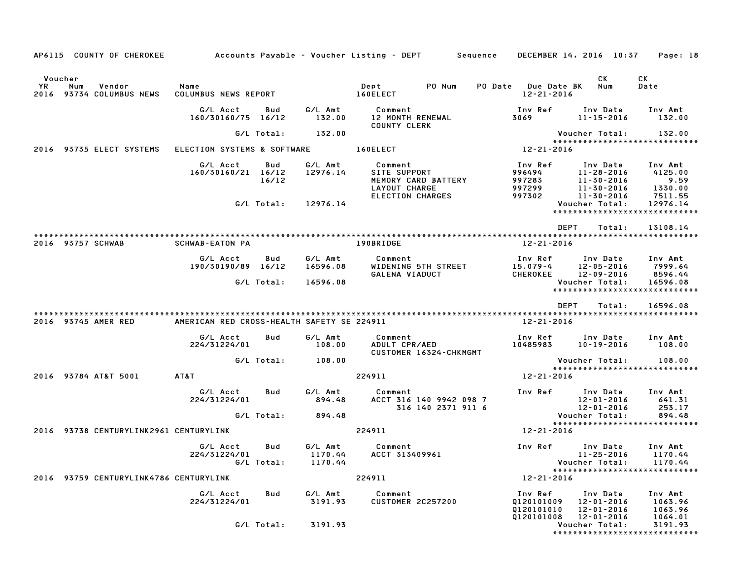AP6115 COUNTY OF CHEROKEE — Accounts Payable - Voucher Listing - DEPT — Sequence — DECEMBER 14, 2016 10:37

| Voucher YR | Num | Vendor | Name | Dept | PO Num | PO Date | Due Date BK | CK Num | CK Date |
|---|---|---|---|---|---|---|---|---|---|
| 2016 | 93734 | COLUMBUS NEWS | COLUMBUS NEWS REPORT | 160ELECT | | | 12-21-2016 | | |

| G/L Acct | Bud | G/L Amt | Comment | Inv Ref | Inv Date | Inv Amt |
|---|---|---|---|---|---|---|
| 160/30160/75 | 16/12 | 132.00 | 12 MONTH RENEWAL | 3069 | 11-15-2016 | 132.00 |
| | | | COUNTY CLERK | | | |
| | G/L Total: | 132.00 | | | Voucher Total: | 132.00 |

| Voucher YR | Num | Vendor | Name | Dept | Due Date BK |
|---|---|---|---|---|---|
| 2016 | 93735 | ELECT SYSTEMS | ELECTION SYSTEMS & SOFTWARE | 160ELECT | 12-21-2016 |

| G/L Acct | Bud | G/L Amt | Comment | Inv Ref | Inv Date | Inv Amt |
|---|---|---|---|---|---|---|
| 160/30160/21 | 16/12 | 12976.14 | SITE SUPPORT | 996494 | 11-28-2016 | 4125.00 |
| | 16/12 | | MEMORY CARD BATTERY | 997283 | 11-30-2016 | 9.59 |
| | | | LAYOUT CHARGE | 997299 | 11-30-2016 | 1330.00 |
| | | | ELECTION CHARGES | 997302 | 11-30-2016 | 7511.55 |
| | G/L Total: | 12976.14 | | | Voucher Total: | 12976.14 |

DEPT Total: 13108.14

| Voucher YR | Num | Vendor | Name | Dept | Due Date BK |
|---|---|---|---|---|---|
| 2016 | 93757 | SCHWAB | SCHWAB-EATON PA | 190BRIDGE | 12-21-2016 |

| G/L Acct | Bud | G/L Amt | Comment | Inv Ref | Inv Date | Inv Amt |
|---|---|---|---|---|---|---|
| 190/30190/89 | 16/12 | 16596.08 | WIDENING 5TH STREET | 15.079-4 | 12-05-2016 | 7999.64 |
| | | | GALENA VIADUCT | CHEROKEE | 12-09-2016 | 8596.44 |
| | G/L Total: | 16596.08 | | | Voucher Total: | 16596.08 |

DEPT Total: 16596.08

| Voucher YR | Num | Vendor | Name | Dept | Due Date BK |
|---|---|---|---|---|---|
| 2016 | 93745 | AMER RED | AMERICAN RED CROSS-HEALTH SAFETY SE | 224911 | 12-21-2016 |

| G/L Acct | Bud | G/L Amt | Comment | Inv Ref | Inv Date | Inv Amt |
|---|---|---|---|---|---|---|
| 224/31224/01 | | 108.00 | ADULT CPR/AED | 10485983 | 10-19-2016 | 108.00 |
| | | | CUSTOMER 16324-CHKMGMT | | | |
| | G/L Total: | 108.00 | | | Voucher Total: | 108.00 |

| Voucher YR | Num | Vendor | Name | Dept | Due Date BK |
|---|---|---|---|---|---|
| 2016 | 93784 | AT&T 5001 | AT&T | 224911 | 12-21-2016 |

| G/L Acct | Bud | G/L Amt | Comment | Inv Ref | Inv Date | Inv Amt |
|---|---|---|---|---|---|---|
| 224/31224/01 | | 894.48 | ACCT 316 140 9942 098 7 | | 12-01-2016 | 641.31 |
| | | | 316 140 2371 911 6 | | 12-01-2016 | 253.17 |
| | G/L Total: | 894.48 | | | Voucher Total: | 894.48 |

| Voucher YR | Num | Vendor | Name | Dept | Due Date BK |
|---|---|---|---|---|---|
| 2016 | 93738 | CENTURYLINK2961 | CENTURYLINK | 224911 | 12-21-2016 |

| G/L Acct | Bud | G/L Amt | Comment | Inv Ref | Inv Date | Inv Amt |
|---|---|---|---|---|---|---|
| 224/31224/01 | | 1170.44 | ACCT 313409961 | | 11-25-2016 | 1170.44 |
| | G/L Total: | 1170.44 | | | Voucher Total: | 1170.44 |

| Voucher YR | Num | Vendor | Name | Dept | Due Date BK |
|---|---|---|---|---|---|
| 2016 | 93759 | CENTURYLINK4786 | CENTURYLINK | 224911 | 12-21-2016 |

| G/L Acct | Bud | G/L Amt | Comment | Inv Ref | Inv Date | Inv Amt |
|---|---|---|---|---|---|---|
| 224/31224/01 | | 3191.93 | CUSTOMER 2C257200 | Q120101009 | 12-01-2016 | 1063.96 |
| | | | | Q120101010 | 12-01-2016 | 1063.96 |
| | | | | Q120101008 | 12-01-2016 | 1064.01 |
| | G/L Total: | 3191.93 | | | Voucher Total: | 3191.93 |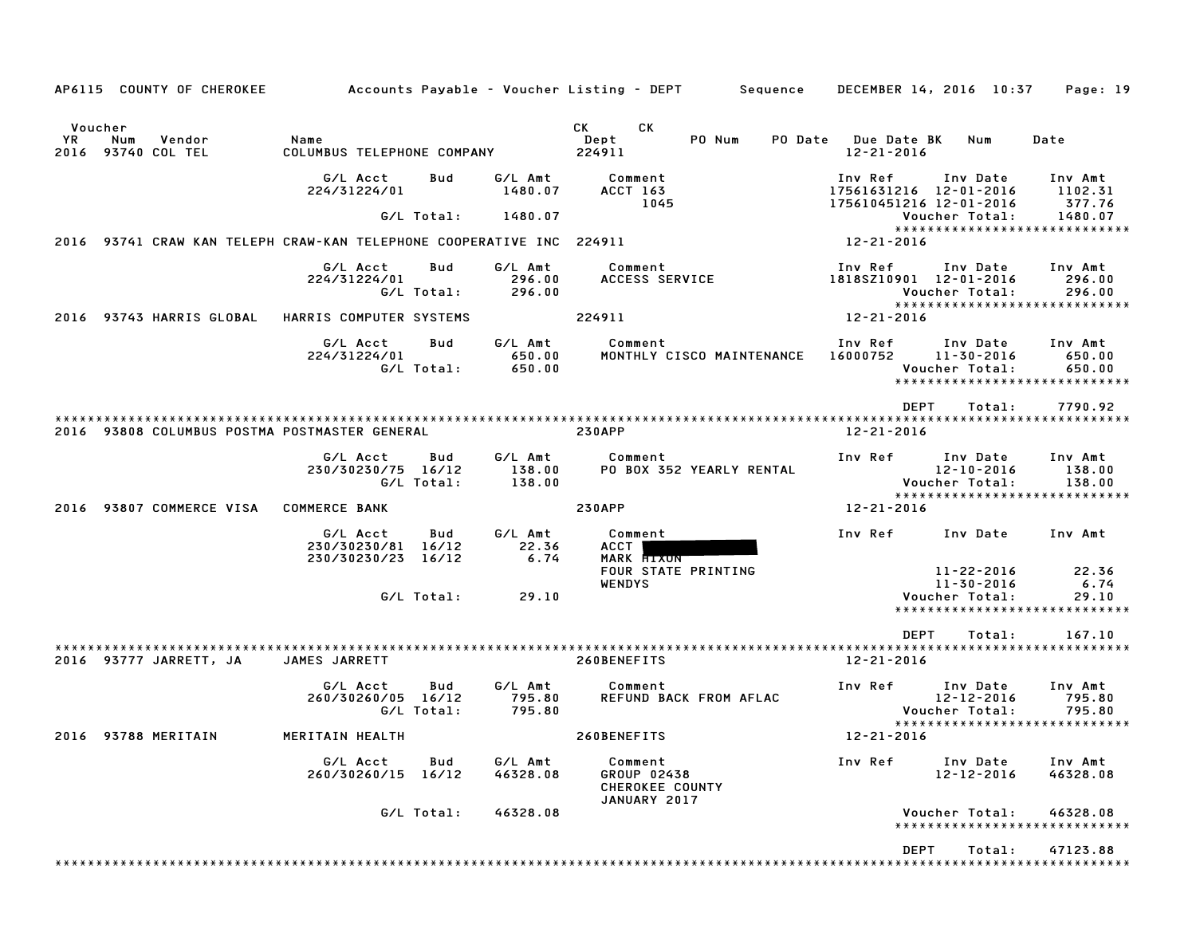AP6115 COUNTY OF CHEROKEE    Accounts Payable - Voucher Listing - DEPT    Sequence    DECEMBER 14, 2016 10:37

| Voucher YR | Num | Vendor | Name | CK Dept | CK | PO Num | PO Date | Due Date BK | Num | Date |
|---|---|---|---|---|---|---|---|---|---|---|
| 2016 | 93740 | COL TEL | COLUMBUS TELEPHONE COMPANY | 224911 | | | | 12-21-2016 | | |

| G/L Acct | Bud | G/L Amt | Comment | Inv Ref | Inv Date | Inv Amt |
|---|---|---|---|---|---|---|
| 224/31224/01 | | 1480.07 | ACCT 163 | 17561631216 | 12-01-2016 | 1102.31 |
| | | | 1045 | 175610451216 | 12-01-2016 | 377.76 |
| | G/L Total: | 1480.07 | | | Voucher Total: | 1480.07 |

2016 93741 CRAW KAN TELEPH CRAW-KAN TELEPHONE COOPERATIVE INC 224911 12-21-2016

| G/L Acct | Bud | G/L Amt | Comment | Inv Ref | Inv Date | Inv Amt |
|---|---|---|---|---|---|---|
| 224/31224/01 | | 296.00 | ACCESS SERVICE | 1818SZ10901 | 12-01-2016 | 296.00 |
| | G/L Total: | 296.00 | | | Voucher Total: | 296.00 |

2016 93743 HARRIS GLOBAL HARRIS COMPUTER SYSTEMS 224911 12-21-2016

| G/L Acct | Bud | G/L Amt | Comment | Inv Ref | Inv Date | Inv Amt |
|---|---|---|---|---|---|---|
| 224/31224/01 | | 650.00 | MONTHLY CISCO MAINTENANCE | 16000752 | 11-30-2016 | 650.00 |
| | G/L Total: | 650.00 | | | Voucher Total: | 650.00 |

DEPT Total: 7790.92

2016 93808 COLUMBUS POSTMA POSTMASTER GENERAL 230APP 12-21-2016

| G/L Acct | Bud | G/L Amt | Comment | Inv Ref | Inv Date | Inv Amt |
|---|---|---|---|---|---|---|
| 230/30230/75 | 16/12 | 138.00 | PO BOX 352 YEARLY RENTAL | | 12-10-2016 | 138.00 |
| | G/L Total: | 138.00 | | | Voucher Total: | 138.00 |

2016 93807 COMMERCE VISA COMMERCE BANK 230APP 12-21-2016

| G/L Acct | Bud | G/L Amt | Comment | Inv Ref | Inv Date | Inv Amt |
|---|---|---|---|---|---|---|
| 230/30230/81 | 16/12 | 22.36 | ACCT [REDACTED] | | | |
| 230/30230/23 | 16/12 | 6.74 | MARK HIXON | | | |
| | | | FOUR STATE PRINTING | | 11-22-2016 | 22.36 |
| | | | WENDYS | | 11-30-2016 | 6.74 |
| | G/L Total: | 29.10 | | | Voucher Total: | 29.10 |

DEPT Total: 167.10

2016 93777 JARRETT, JA JAMES JARRETT 260BENEFITS 12-21-2016

| G/L Acct | Bud | G/L Amt | Comment | Inv Ref | Inv Date | Inv Amt |
|---|---|---|---|---|---|---|
| 260/30260/05 | 16/12 | 795.80 | REFUND BACK FROM AFLAC | | 12-12-2016 | 795.80 |
| | G/L Total: | 795.80 | | | Voucher Total: | 795.80 |

2016 93788 MERITAIN MERITAIN HEALTH 260BENEFITS 12-21-2016

| G/L Acct | Bud | G/L Amt | Comment | Inv Ref | Inv Date | Inv Amt |
|---|---|---|---|---|---|---|
| 260/30260/15 | 16/12 | 46328.08 | GROUP 02438 | | 12-12-2016 | 46328.08 |
| | | | CHEROKEE COUNTY | | | |
| | | | JANUARY 2017 | | | |
| | G/L Total: | 46328.08 | | | Voucher Total: | 46328.08 |

DEPT Total: 47123.88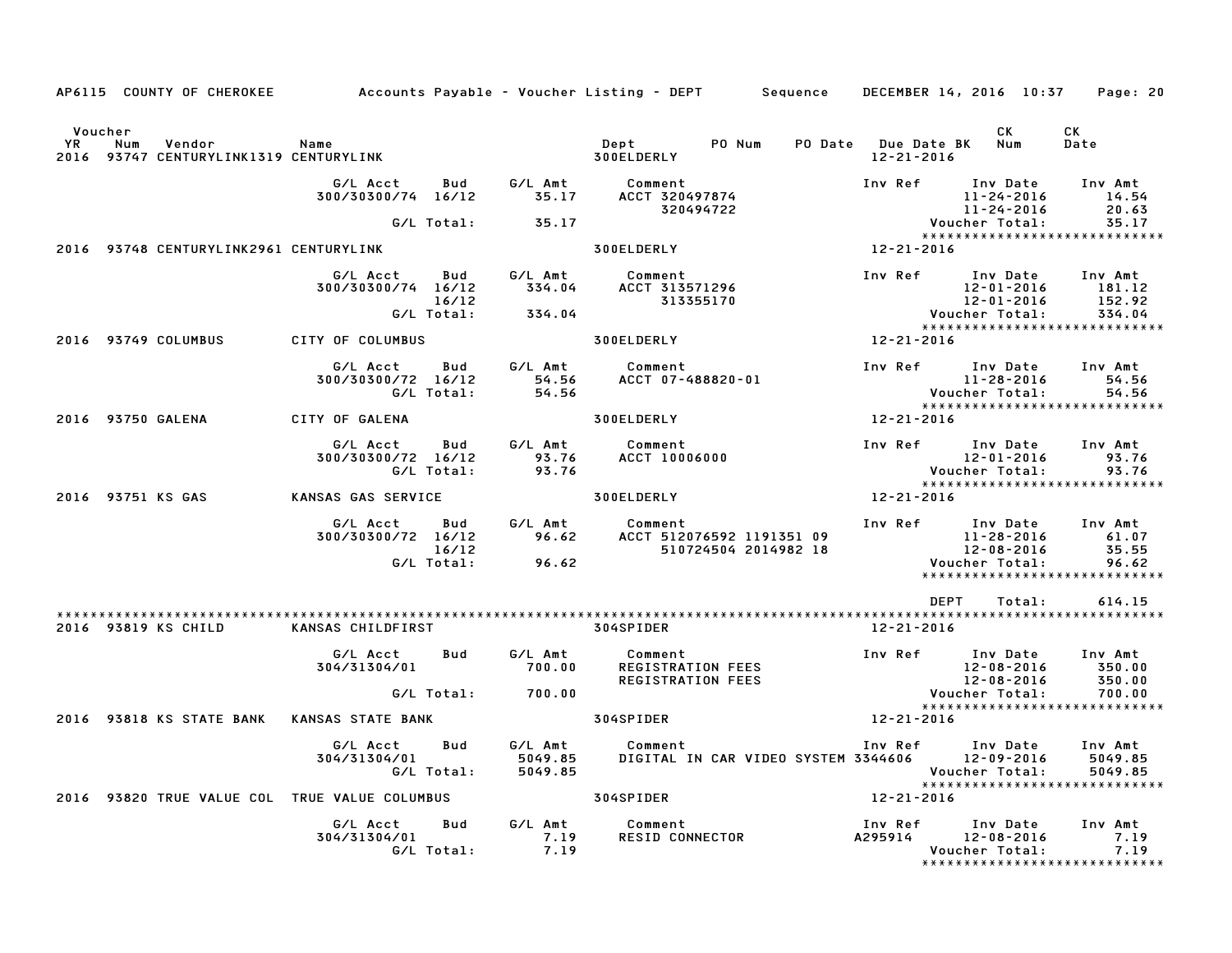AP6115 COUNTY OF CHEROKEE — Accounts Payable - Voucher Listing - DEPT — Sequence — DECEMBER 14, 2016 10:37

| Voucher YR | Num | Vendor | Name | Dept | PO Num | PO Date | Due Date BK | CK Num | CK Date |
|---|---|---|---|---|---|---|---|---|---|
| 2016 | 93747 | CENTURYLINK1319 | CENTURYLINK | 300ELDERLY | | | 12-21-2016 | | |

| G/L Acct | Bud | G/L Amt | Comment | Inv Ref | Inv Date | Inv Amt |
|---|---|---|---|---|---|---|
| 300/30300/74 | 16/12 | 35.17 | ACCT 320497874 | | 11-24-2016 | 14.54 |
| | | | 320494722 | | 11-24-2016 | 20.63 |
| | G/L Total: | 35.17 | | | Voucher Total: | 35.17 |

| Voucher YR | Num | Vendor | Name | Dept | PO Num | PO Date | Due Date BK | CK Num | CK Date |
|---|---|---|---|---|---|---|---|---|---|
| 2016 | 93748 | CENTURYLINK2961 | CENTURYLINK | 300ELDERLY | | | 12-21-2016 | | |

| G/L Acct | Bud | G/L Amt | Comment | Inv Ref | Inv Date | Inv Amt |
|---|---|---|---|---|---|---|
| 300/30300/74 | 16/12 | 334.04 | ACCT 313571296 | | 12-01-2016 | 181.12 |
| | 16/12 | | 313355170 | | 12-01-2016 | 152.92 |
| | G/L Total: | 334.04 | | | Voucher Total: | 334.04 |

| Voucher YR | Num | Vendor | Name | Dept | PO Num | PO Date | Due Date BK | CK Num | CK Date |
|---|---|---|---|---|---|---|---|---|---|
| 2016 | 93749 | COLUMBUS | CITY OF COLUMBUS | 300ELDERLY | | | 12-21-2016 | | |

| G/L Acct | Bud | G/L Amt | Comment | Inv Ref | Inv Date | Inv Amt |
|---|---|---|---|---|---|---|
| 300/30300/72 | 16/12 | 54.56 | ACCT 07-488820-01 | | 11-28-2016 | 54.56 |
| | G/L Total: | 54.56 | | | Voucher Total: | 54.56 |

| Voucher YR | Num | Vendor | Name | Dept | PO Num | PO Date | Due Date BK | CK Num | CK Date |
|---|---|---|---|---|---|---|---|---|---|
| 2016 | 93750 | GALENA | CITY OF GALENA | 300ELDERLY | | | 12-21-2016 | | |

| G/L Acct | Bud | G/L Amt | Comment | Inv Ref | Inv Date | Inv Amt |
|---|---|---|---|---|---|---|
| 300/30300/72 | 16/12 | 93.76 | ACCT 10006000 | | 12-01-2016 | 93.76 |
| | G/L Total: | 93.76 | | | Voucher Total: | 93.76 |

| Voucher YR | Num | Vendor | Name | Dept | PO Num | PO Date | Due Date BK | CK Num | CK Date |
|---|---|---|---|---|---|---|---|---|---|
| 2016 | 93751 | KS GAS | KANSAS GAS SERVICE | 300ELDERLY | | | 12-21-2016 | | |

| G/L Acct | Bud | G/L Amt | Comment | Inv Ref | Inv Date | Inv Amt |
|---|---|---|---|---|---|---|
| 300/30300/72 | 16/12 | 96.62 | ACCT 512076592 1191351 09 | | 11-28-2016 | 61.07 |
| | 16/12 | | 510724504 2014982 18 | | 12-08-2016 | 35.55 |
| | G/L Total: | 96.62 | | | Voucher Total: | 96.62 |

DEPT Total: 614.15

| Voucher YR | Num | Vendor | Name | Dept | PO Num | PO Date | Due Date BK | CK Num | CK Date |
|---|---|---|---|---|---|---|---|---|---|
| 2016 | 93819 | KS CHILD | KANSAS CHILDFIRST | 304SPIDER | | | 12-21-2016 | | |

| G/L Acct | Bud | G/L Amt | Comment | Inv Ref | Inv Date | Inv Amt |
|---|---|---|---|---|---|---|
| 304/31304/01 | | 700.00 | REGISTRATION FEES | | 12-08-2016 | 350.00 |
| | | | REGISTRATION FEES | | 12-08-2016 | 350.00 |
| | G/L Total: | 700.00 | | | Voucher Total: | 700.00 |

| Voucher YR | Num | Vendor | Name | Dept | PO Num | PO Date | Due Date BK | CK Num | CK Date |
|---|---|---|---|---|---|---|---|---|---|
| 2016 | 93818 | KS STATE BANK | KANSAS STATE BANK | 304SPIDER | | | 12-21-2016 | | |

| G/L Acct | Bud | G/L Amt | Comment | Inv Ref | Inv Date | Inv Amt |
|---|---|---|---|---|---|---|
| 304/31304/01 | | 5049.85 | DIGITAL IN CAR VIDEO SYSTEM | 3344606 | 12-09-2016 | 5049.85 |
| | G/L Total: | 5049.85 | | | Voucher Total: | 5049.85 |

| Voucher YR | Num | Vendor | Name | Dept | PO Num | PO Date | Due Date BK | CK Num | CK Date |
|---|---|---|---|---|---|---|---|---|---|
| 2016 | 93820 | TRUE VALUE COL | TRUE VALUE COLUMBUS | 304SPIDER | | | 12-21-2016 | | |

| G/L Acct | Bud | G/L Amt | Comment | Inv Ref | Inv Date | Inv Amt |
|---|---|---|---|---|---|---|
| 304/31304/01 | | 7.19 | RESID CONNECTOR | A295914 | 12-08-2016 | 7.19 |
| | G/L Total: | 7.19 | | | Voucher Total: | 7.19 |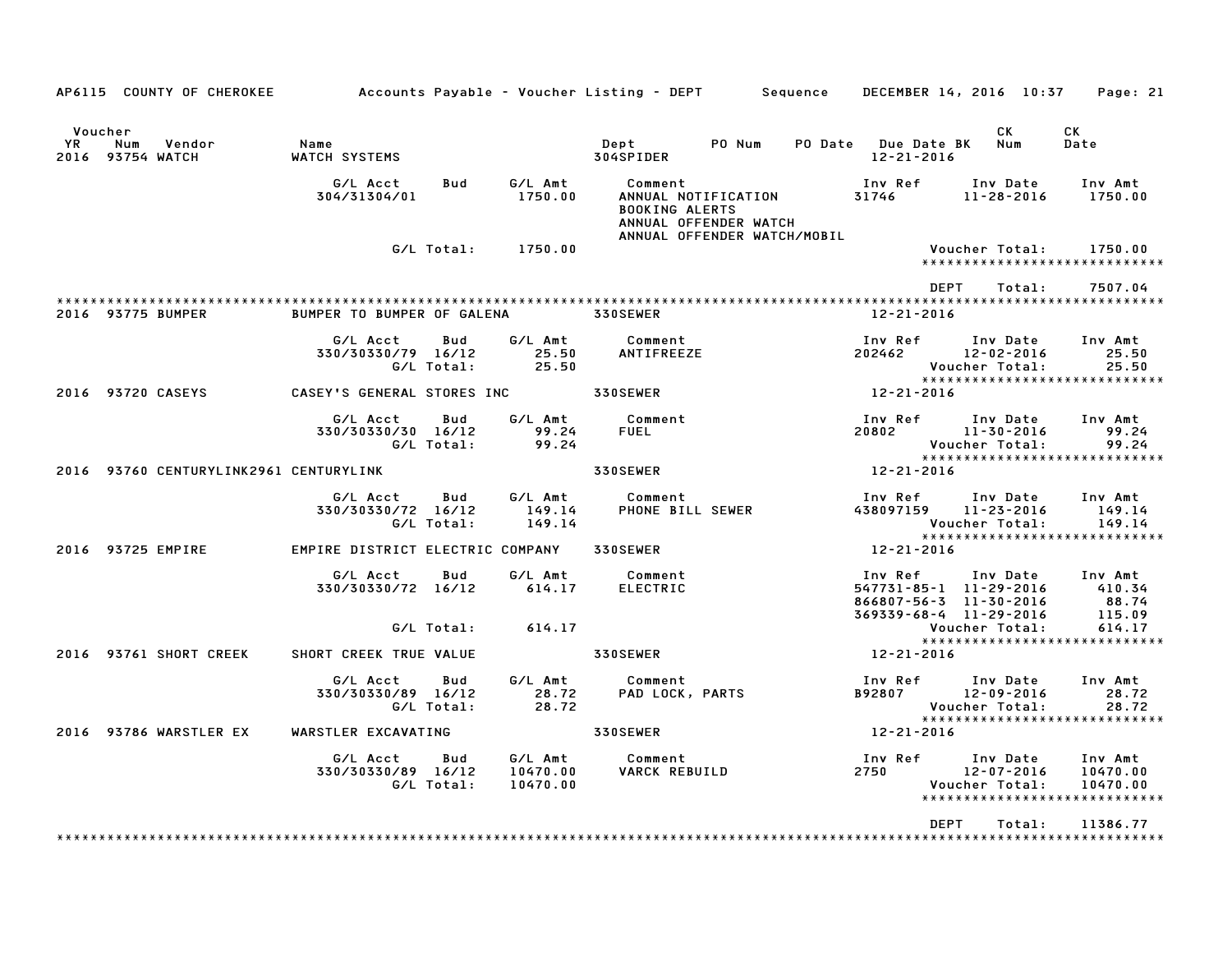AP6115 COUNTY OF CHEROKEE — Accounts Payable - Voucher Listing - DEPT — Sequence — DECEMBER 14, 2016 10:37

| Voucher YR | Num | Vendor | Name | Dept | PO Num | PO Date | Due Date BK | CK Num | CK Date |
|---|---|---|---|---|---|---|---|---|---|
| 2016 | 93754 | WATCH | WATCH SYSTEMS | 304SPIDER | | | 12-21-2016 | | |

| G/L Acct | Bud | G/L Amt | Comment | Inv Ref | Inv Date | Inv Amt |
|---|---|---|---|---|---|---|
| 304/31304/01 | | 1750.00 | ANNUAL NOTIFICATION BOOKING ALERTS ANNUAL OFFENDER WATCH ANNUAL OFFENDER WATCH/MOBIL | 31746 | 11-28-2016 | 1750.00 |
| | G/L Total: | 1750.00 | | | Voucher Total: | 1750.00 |

DEPT Total: 7507.04

| Voucher YR | Num | Vendor | Name | Dept | Due Date |
|---|---|---|---|---|---|
| 2016 | 93775 | BUMPER | BUMPER TO BUMPER OF GALENA | 330SEWER | 12-21-2016 |

| G/L Acct | Bud | G/L Amt | Comment | Inv Ref | Inv Date | Inv Amt |
|---|---|---|---|---|---|---|
| 330/30330/79 | 16/12 | 25.50 | ANTIFREEZE | 202462 | 12-02-2016 | 25.50 |
| | G/L Total: | 25.50 | | | Voucher Total: | 25.50 |

| Voucher YR | Num | Vendor | Name | Dept | Due Date |
|---|---|---|---|---|---|
| 2016 | 93720 | CASEYS | CASEY'S GENERAL STORES INC | 330SEWER | 12-21-2016 |

| G/L Acct | Bud | G/L Amt | Comment | Inv Ref | Inv Date | Inv Amt |
|---|---|---|---|---|---|---|
| 330/30330/30 | 16/12 | 99.24 | FUEL | 20802 | 11-30-2016 | 99.24 |
| | G/L Total: | 99.24 | | | Voucher Total: | 99.24 |

| Voucher YR | Num | Vendor | Name | Dept | Due Date |
|---|---|---|---|---|---|
| 2016 | 93760 | CENTURYLINK2961 | CENTURYLINK | 330SEWER | 12-21-2016 |

| G/L Acct | Bud | G/L Amt | Comment | Inv Ref | Inv Date | Inv Amt |
|---|---|---|---|---|---|---|
| 330/30330/72 | 16/12 | 149.14 | PHONE BILL SEWER | 438097159 | 11-23-2016 | 149.14 |
| | G/L Total: | 149.14 | | | Voucher Total: | 149.14 |

| Voucher YR | Num | Vendor | Name | Dept | Due Date |
|---|---|---|---|---|---|
| 2016 | 93725 | EMPIRE | EMPIRE DISTRICT ELECTRIC COMPANY | 330SEWER | 12-21-2016 |

| G/L Acct | Bud | G/L Amt | Comment | Inv Ref | Inv Date | Inv Amt |
|---|---|---|---|---|---|---|
| 330/30330/72 | 16/12 | 614.17 | ELECTRIC | 547731-85-1 | 11-29-2016 | 410.34 |
| | | | | 866807-56-3 | 11-30-2016 | 88.74 |
| | | | | 369339-68-4 | 11-29-2016 | 115.09 |
| | G/L Total: | 614.17 | | | Voucher Total: | 614.17 |

| Voucher YR | Num | Vendor | Name | Dept | Due Date |
|---|---|---|---|---|---|
| 2016 | 93761 | SHORT CREEK | SHORT CREEK TRUE VALUE | 330SEWER | 12-21-2016 |

| G/L Acct | Bud | G/L Amt | Comment | Inv Ref | Inv Date | Inv Amt |
|---|---|---|---|---|---|---|
| 330/30330/89 | 16/12 | 28.72 | PAD LOCK, PARTS | B92807 | 12-09-2016 | 28.72 |
| | G/L Total: | 28.72 | | | Voucher Total: | 28.72 |

| Voucher YR | Num | Vendor | Name | Dept | Due Date |
|---|---|---|---|---|---|
| 2016 | 93786 | WARSTLER EX | WARSTLER EXCAVATING | 330SEWER | 12-21-2016 |

| G/L Acct | Bud | G/L Amt | Comment | Inv Ref | Inv Date | Inv Amt |
|---|---|---|---|---|---|---|
| 330/30330/89 | 16/12 | 10470.00 | VARCK REBUILD | 2750 | 12-07-2016 | 10470.00 |
| | G/L Total: | 10470.00 | | | Voucher Total: | 10470.00 |

DEPT Total: 11386.77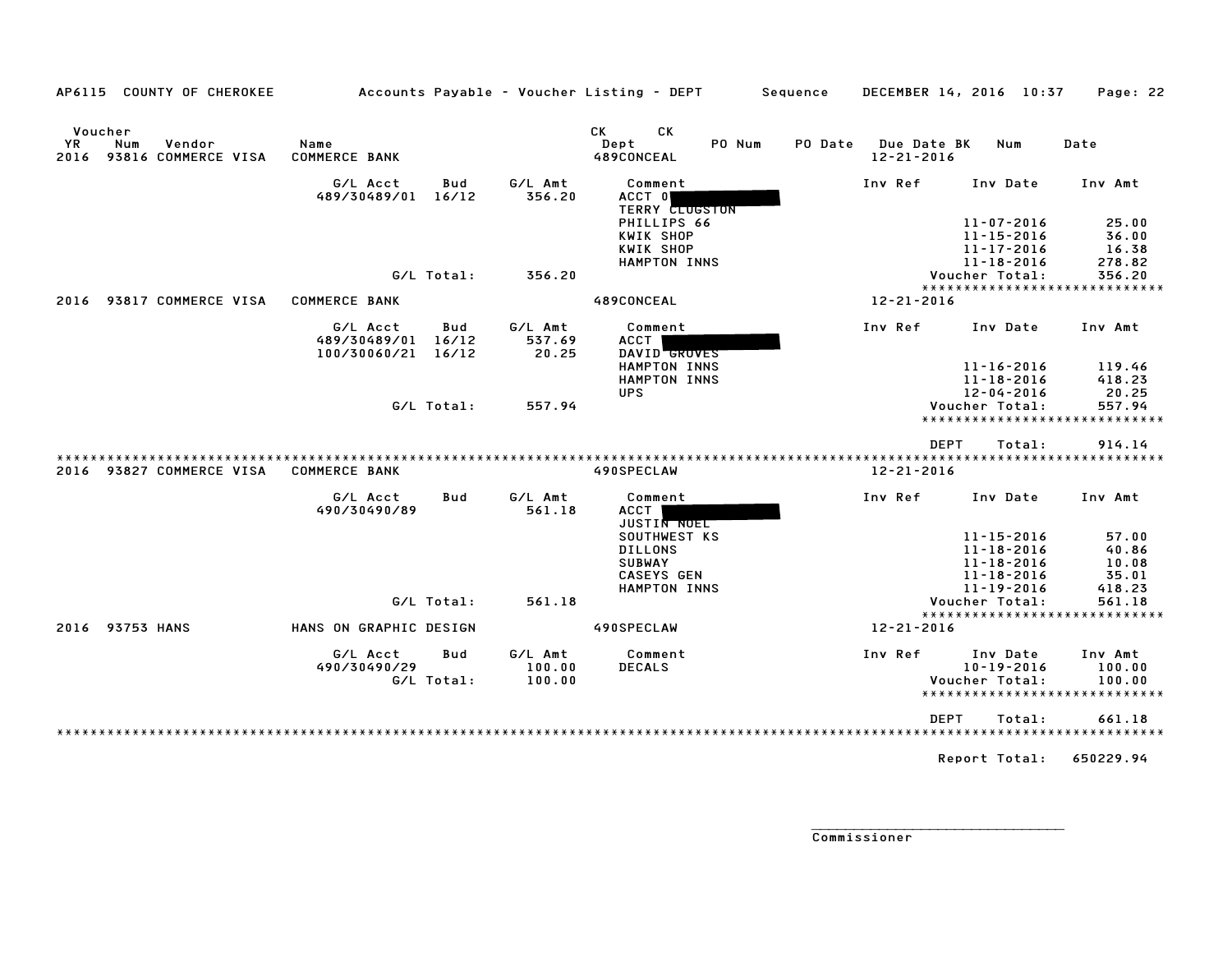AP6115 COUNTY OF CHEROKEE Accounts Payable - Voucher Listing - DEPT Sequence DECEMBER 14, 2016 10:37 Page: 22

| Voucher YR | Num | Vendor | Name | | | CK Dept | CK | PO Num | PO Date | Due Date BK | Num | Date |
|---|---|---|---|---|---|---|---|---|---|---|---|---|
| 2016 | 93816 | COMMERCE VISA | COMMERCE BANK | | | 489CONCEAL | | | | 12-21-2016 | | |

| G/L Acct | Bud | G/L Amt | Comment | Inv Ref | Inv Date | Inv Amt |
|---|---|---|---|---|---|---|
| 489/30489/01 | 16/12 | 356.20 | ACCT 0 | | | |
| | | | TERRY CLUGSTON | | | |
| | | | PHILLIPS 66 | | 11-07-2016 | 25.00 |
| | | | KWIK SHOP | | 11-15-2016 | 36.00 |
| | | | KWIK SHOP | | 11-17-2016 | 16.38 |
| | | | HAMPTON INNS | | 11-18-2016 | 278.82 |
| | G/L Total: | 356.20 | | | Voucher Total: | 356.20 |

****************************

| Voucher YR | Num | Vendor | Name | CK Dept | Due Date BK |
|---|---|---|---|---|---|
| 2016 | 93817 | COMMERCE VISA | COMMERCE BANK | 489CONCEAL | 12-21-2016 |

| G/L Acct | Bud | G/L Amt | Comment | Inv Ref | Inv Date | Inv Amt |
|---|---|---|---|---|---|---|
| 489/30489/01 | 16/12 | 537.69 | ACCT | | | |
| 100/30060/21 | 16/12 | 20.25 | DAVID GROVES | | | |
| | | | HAMPTON INNS | | 11-16-2016 | 119.46 |
| | | | HAMPTON INNS | | 11-18-2016 | 418.23 |
| | | | UPS | | 12-04-2016 | 20.25 |
| | G/L Total: | 557.94 | | | Voucher Total: | 557.94 |

****************************

DEPT Total: 914.14

****************************************************************************************************************************

| Voucher YR | Num | Vendor | Name | CK Dept | Due Date BK |
|---|---|---|---|---|---|
| 2016 | 93827 | COMMERCE VISA | COMMERCE BANK | 490SPECLAW | 12-21-2016 |

| G/L Acct | Bud | G/L Amt | Comment | Inv Ref | Inv Date | Inv Amt |
|---|---|---|---|---|---|---|
| 490/30490/89 | | 561.18 | ACCT | | | |
| | | | JUSTIN NOEL | | | |
| | | | SOUTHWEST KS | | 11-15-2016 | 57.00 |
| | | | DILLONS | | 11-18-2016 | 40.86 |
| | | | SUBWAY | | 11-18-2016 | 10.08 |
| | | | CASEYS GEN | | 11-18-2016 | 35.01 |
| | | | HAMPTON INNS | | 11-19-2016 | 418.23 |
| | G/L Total: | 561.18 | | | Voucher Total: | 561.18 |

****************************

| Voucher YR | Num | Vendor | Name | CK Dept | Due Date BK |
|---|---|---|---|---|---|
| 2016 | 93753 | HANS | HANS ON GRAPHIC DESIGN | 490SPECLAW | 12-21-2016 |

| G/L Acct | Bud | G/L Amt | Comment | Inv Ref | Inv Date | Inv Amt |
|---|---|---|---|---|---|---|
| 490/30490/29 | | 100.00 | DECALS | | 10-19-2016 | 100.00 |
| | G/L Total: | 100.00 | | | Voucher Total: | 100.00 |

****************************

DEPT Total: 661.18

****************************************************************************************************************************

Report Total: 650229.94

\_\_\_\_\_\_\_\_\_\_\_\_\_\_\_\_\_\_\_\_\_\_\_\_\_\_\_\_\_\_\_\_

Commissioner